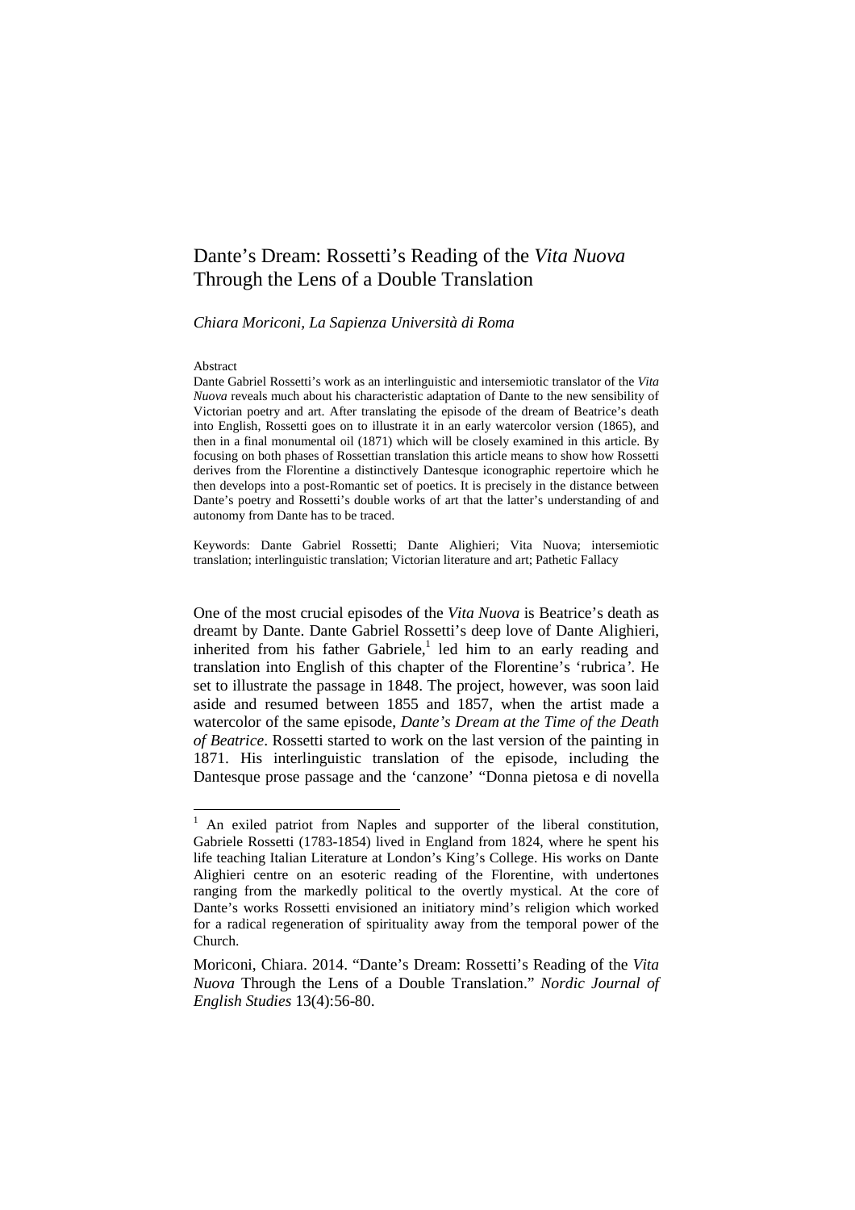# Dante's Dream: Rossetti's Reading of the *Vita Nuova* Through the Lens of a Double Translation

*Chiara Moriconi, La Sapienza Università di Roma*

Abstract

Dante Gabriel Rossetti's work as an interlinguistic and intersemiotic translator of the *Vita Nuova* reveals much about his characteristic adaptation of Dante to the new sensibility of Victorian poetry and art. After translating the episode of the dream of Beatrice's death into English, Rossetti goes on to illustrate it in an early watercolor version (1865), and then in a final monumental oil (1871) which will be closely examined in this article. By focusing on both phases of Rossettian translation this article means to show how Rossetti derives from the Florentine a distinctively Dantesque iconographic repertoire which he then develops into a post-Romantic set of poetics. It is precisely in the distance between Dante's poetry and Rossetti's double works of art that the latter's understanding of and autonomy from Dante has to be traced.

Keywords: Dante Gabriel Rossetti; Dante Alighieri; Vita Nuova; intersemiotic translation; interlinguistic translation; Victorian literature and art; Pathetic Fallacy

One of the most crucial episodes of the *Vita Nuova* is Beatrice's death as dreamt by Dante. Dante Gabriel Rossetti's deep love of Dante Alighieri, inherited from his father Gabriele,[1] led him to an early reading and translation into English of this chapter of the Florentine's 'rubrica'. He set to illustrate the passage in 1848. The project, however, was soon laid aside and resumed between 1855 and 1857, when the artist made a watercolor of the same episode, *Dante's Dream at the Time of the Death of Beatrice*. Rossetti started to work on the last version of the painting in 1871. His interlinguistic translation of the episode, including the Dantesque prose passage and the 'canzone' "Donna pietosa e di novella

[1] An exiled patriot from Naples and supporter of the liberal constitution, Gabriele Rossetti (1783-1854) lived in England from 1824, where he spent his life teaching Italian Literature at London's King's College. His works on Dante Alighieri centre on an esoteric reading of the Florentine, with undertones ranging from the markedly political to the overtly mystical. At the core of Dante's works Rossetti envisioned an initiatory mind's religion which worked for a radical regeneration of spirituality away from the temporal power of the Church.

Moriconi, Chiara. 2014. "Dante's Dream: Rossetti's Reading of the *Vita Nuova* Through the Lens of a Double Translation." *Nordic Journal of English Studies* 13(4):56-80.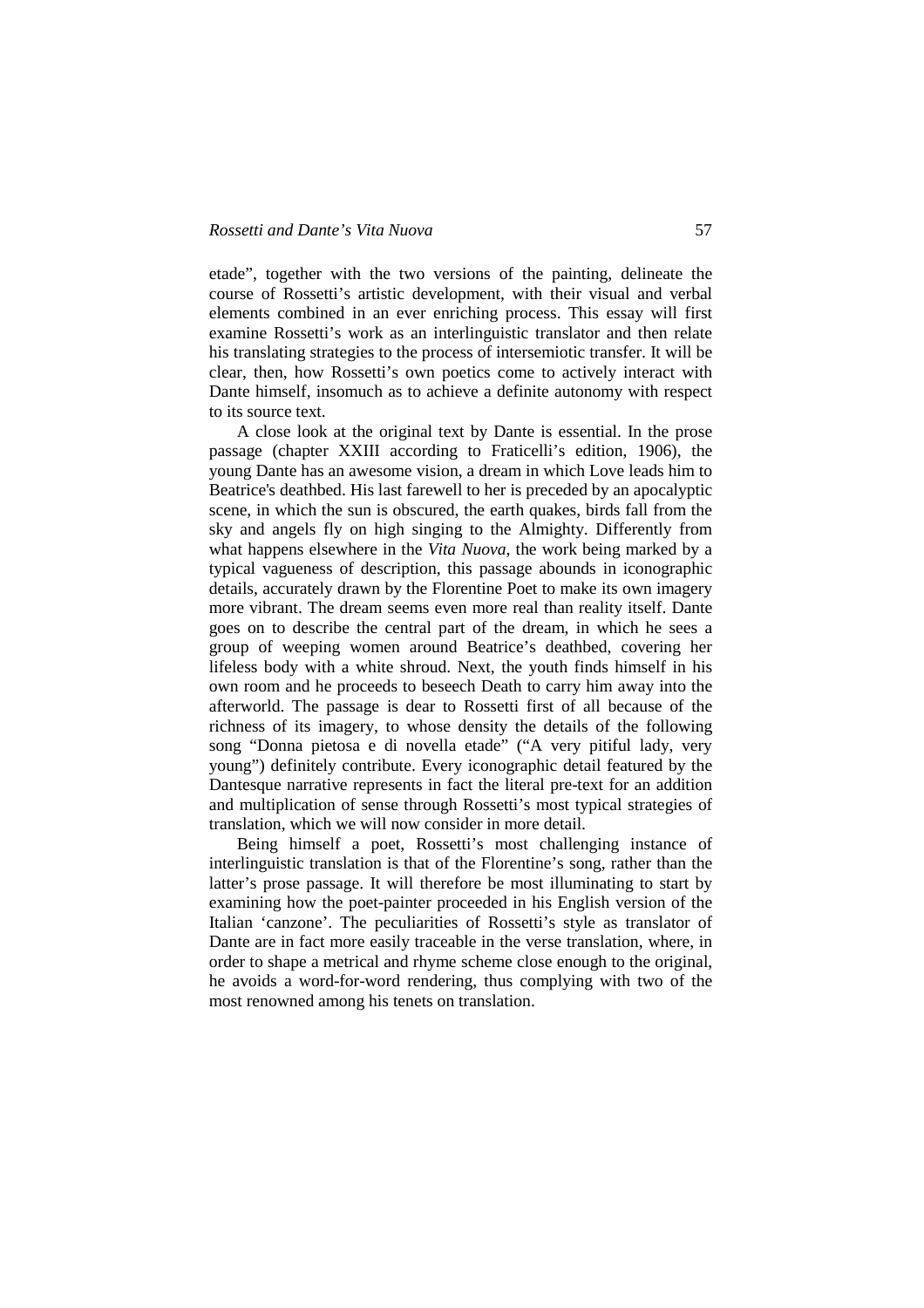etade", together with the two versions of the painting, delineate the course of Rossetti's artistic development, with their visual and verbal elements combined in an ever enriching process. This essay will first examine Rossetti's work as an interlinguistic translator and then relate his translating strategies to the process of intersemiotic transfer. It will be clear, then, how Rossetti's own poetics come to actively interact with Dante himself, insomuch as to achieve a definite autonomy with respect to its source text.

A close look at the original text by Dante is essential. In the prose passage (chapter XXIII according to Fraticelli's edition, 1906), the young Dante has an awesome vision, a dream in which Love leads him to Beatrice's deathbed. His last farewell to her is preceded by an apocalyptic scene, in which the sun is obscured, the earth quakes, birds fall from the sky and angels fly on high singing to the Almighty. Differently from what happens elsewhere in the *Vita Nuova*, the work being marked by a typical vagueness of description, this passage abounds in iconographic details, accurately drawn by the Florentine Poet to make its own imagery more vibrant. The dream seems even more real than reality itself. Dante goes on to describe the central part of the dream, in which he sees a group of weeping women around Beatrice's deathbed, covering her lifeless body with a white shroud. Next, the youth finds himself in his own room and he proceeds to beseech Death to carry him away into the afterworld. The passage is dear to Rossetti first of all because of the richness of its imagery, to whose density the details of the following song "Donna pietosa e di novella etade" ("A very pitiful lady, very young") definitely contribute. Every iconographic detail featured by the Dantesque narrative represents in fact the literal pre-text for an addition and multiplication of sense through Rossetti's most typical strategies of translation, which we will now consider in more detail.

Being himself a poet, Rossetti's most challenging instance of interlinguistic translation is that of the Florentine's song, rather than the latter's prose passage. It will therefore be most illuminating to start by examining how the poet-painter proceeded in his English version of the Italian 'canzone'. The peculiarities of Rossetti's style as translator of Dante are in fact more easily traceable in the verse translation, where, in order to shape a metrical and rhyme scheme close enough to the original, he avoids a word-for-word rendering, thus complying with two of the most renowned among his tenets on translation.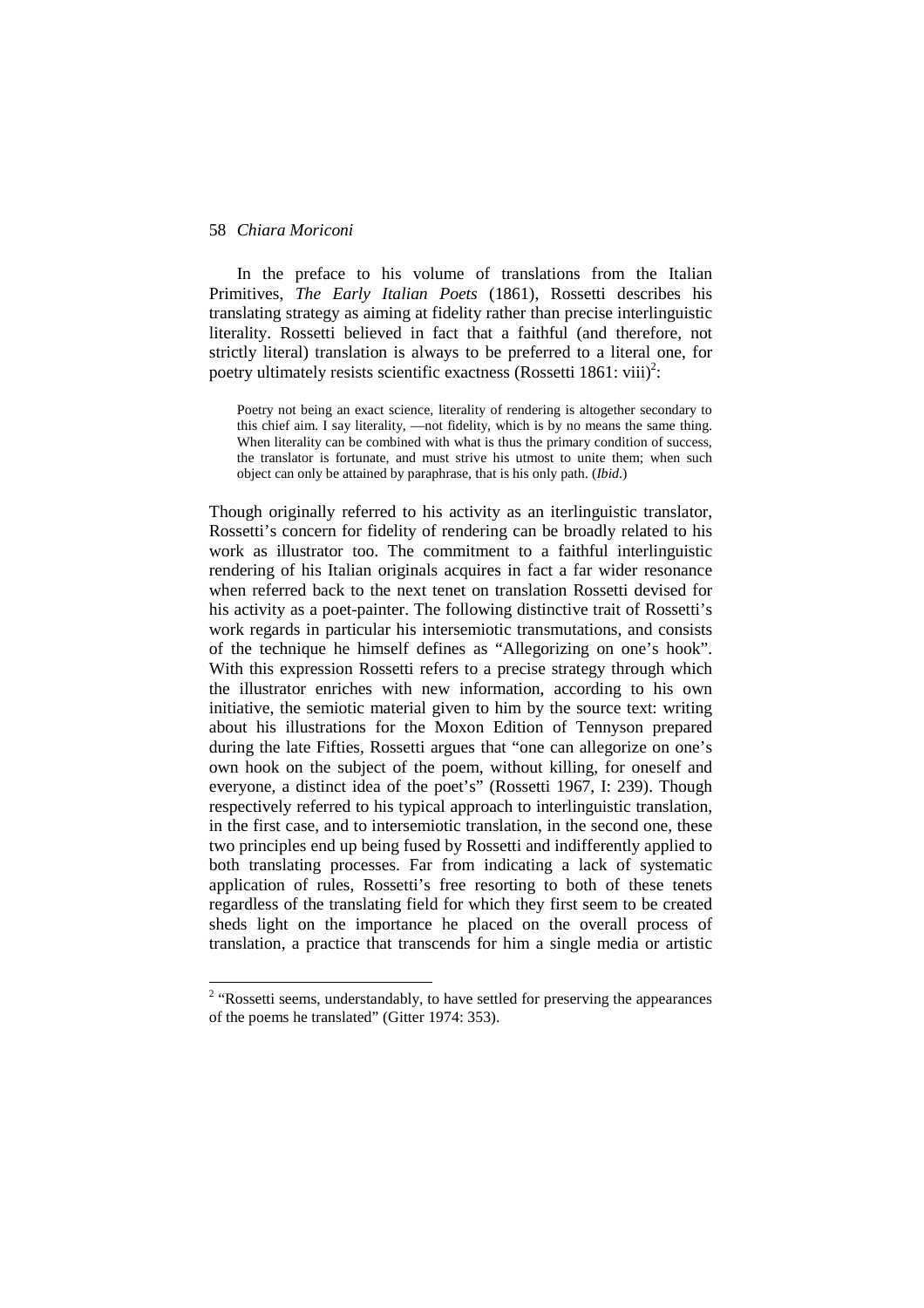In the preface to his volume of translations from the Italian Primitives, *The Early Italian Poets* (1861), Rossetti describes his translating strategy as aiming at fidelity rather than precise interlinguistic literality. Rossetti believed in fact that a faithful (and therefore, not strictly literal) translation is always to be preferred to a literal one, for poetry ultimately resists scientific exactness (Rossetti 1861: viii)[2]:

> Poetry not being an exact science, literality of rendering is altogether secondary to this chief aim. I say literality, —not fidelity, which is by no means the same thing. When literality can be combined with what is thus the primary condition of success, the translator is fortunate, and must strive his utmost to unite them; when such object can only be attained by paraphrase, that is his only path. (*Ibid*.)

Though originally referred to his activity as an iterlinguistic translator, Rossetti's concern for fidelity of rendering can be broadly related to his work as illustrator too. The commitment to a faithful interlinguistic rendering of his Italian originals acquires in fact a far wider resonance when referred back to the next tenet on translation Rossetti devised for his activity as a poet-painter. The following distinctive trait of Rossetti's work regards in particular his intersemiotic transmutations, and consists of the technique he himself defines as "Allegorizing on one's hook". With this expression Rossetti refers to a precise strategy through which the illustrator enriches with new information, according to his own initiative, the semiotic material given to him by the source text: writing about his illustrations for the Moxon Edition of Tennyson prepared during the late Fifties, Rossetti argues that "one can allegorize on one's own hook on the subject of the poem, without killing, for oneself and everyone, a distinct idea of the poet's" (Rossetti 1967, I: 239). Though respectively referred to his typical approach to interlinguistic translation, in the first case, and to intersemiotic translation, in the second one, these two principles end up being fused by Rossetti and indifferently applied to both translating processes. Far from indicating a lack of systematic application of rules, Rossetti's free resorting to both of these tenets regardless of the translating field for which they first seem to be created sheds light on the importance he placed on the overall process of translation, a practice that transcends for him a single media or artistic

[2] "Rossetti seems, understandably, to have settled for preserving the appearances of the poems he translated" (Gitter 1974: 353).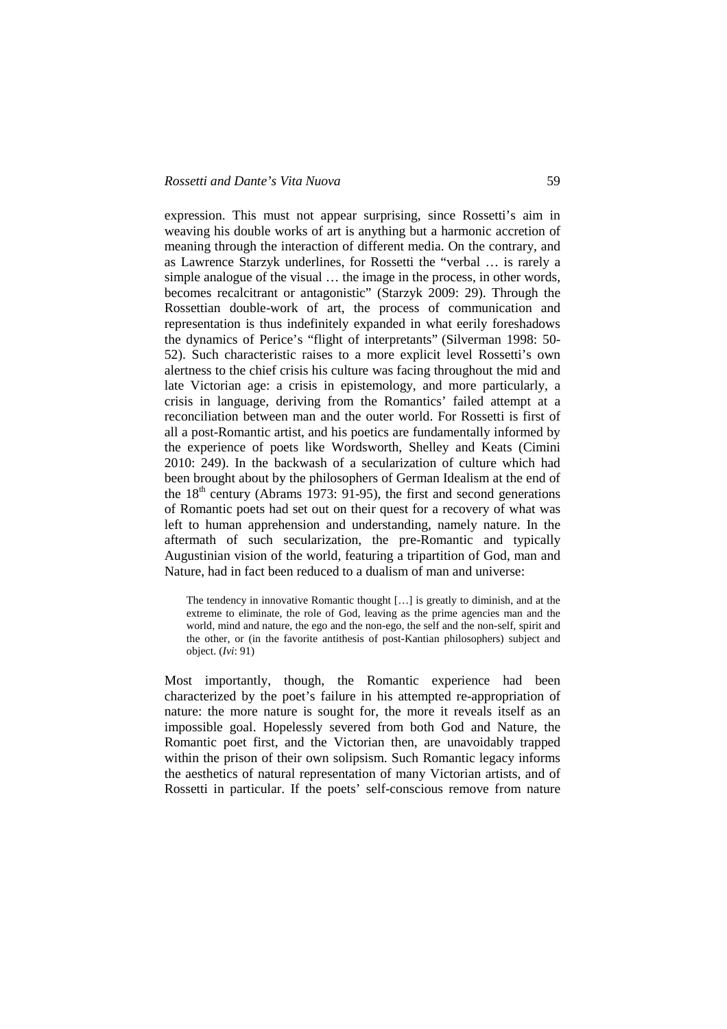expression. This must not appear surprising, since Rossetti's aim in weaving his double works of art is anything but a harmonic accretion of meaning through the interaction of different media. On the contrary, and as Lawrence Starzyk underlines, for Rossetti the "verbal … is rarely a simple analogue of the visual … the image in the process, in other words, becomes recalcitrant or antagonistic" (Starzyk 2009: 29). Through the Rossettian double-work of art, the process of communication and representation is thus indefinitely expanded in what eerily foreshadows the dynamics of Perice's "flight of interpretants" (Silverman 1998: 50-52). Such characteristic raises to a more explicit level Rossetti's own alertness to the chief crisis his culture was facing throughout the mid and late Victorian age: a crisis in epistemology, and more particularly, a crisis in language, deriving from the Romantics' failed attempt at a reconciliation between man and the outer world. For Rossetti is first of all a post-Romantic artist, and his poetics are fundamentally informed by the experience of poets like Wordsworth, Shelley and Keats (Cimini 2010: 249). In the backwash of a secularization of culture which had been brought about by the philosophers of German Idealism at the end of the 18th century (Abrams 1973: 91-95), the first and second generations of Romantic poets had set out on their quest for a recovery of what was left to human apprehension and understanding, namely nature. In the aftermath of such secularization, the pre-Romantic and typically Augustinian vision of the world, featuring a tripartition of God, man and Nature, had in fact been reduced to a dualism of man and universe:

> The tendency in innovative Romantic thought […] is greatly to diminish, and at the extreme to eliminate, the role of God, leaving as the prime agencies man and the world, mind and nature, the ego and the non-ego, the self and the non-self, spirit and the other, or (in the favorite antithesis of post-Kantian philosophers) subject and object. (*Ivi*: 91)

Most importantly, though, the Romantic experience had been characterized by the poet's failure in his attempted re-appropriation of nature: the more nature is sought for, the more it reveals itself as an impossible goal. Hopelessly severed from both God and Nature, the Romantic poet first, and the Victorian then, are unavoidably trapped within the prison of their own solipsism. Such Romantic legacy informs the aesthetics of natural representation of many Victorian artists, and of Rossetti in particular. If the poets' self-conscious remove from nature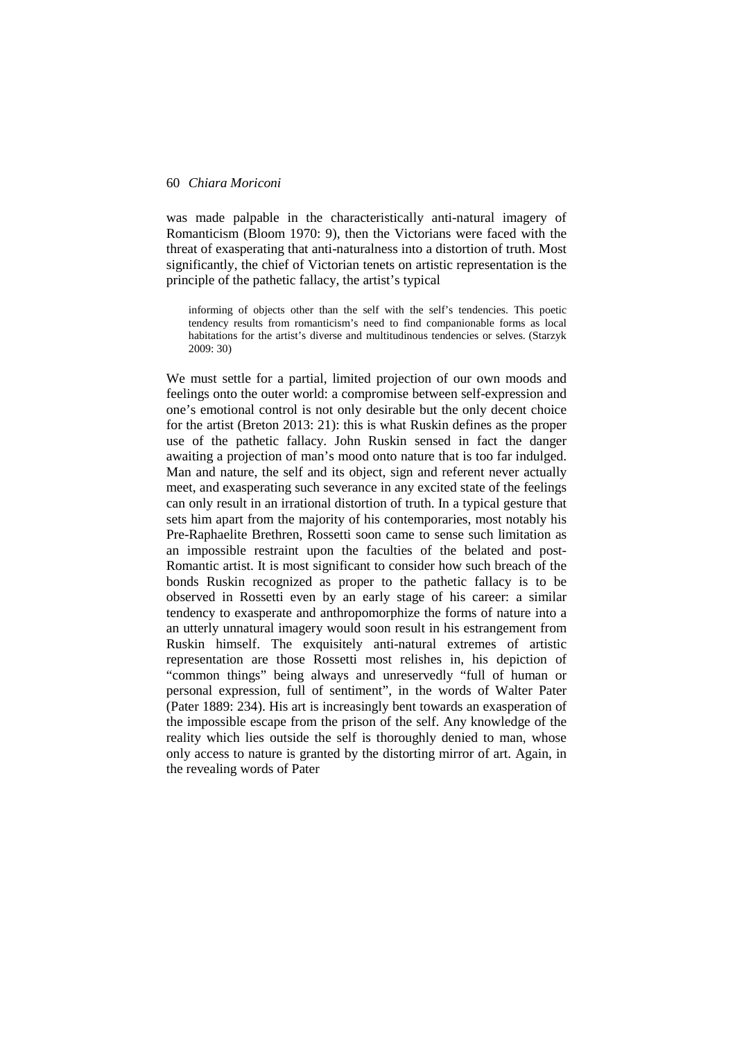was made palpable in the characteristically anti-natural imagery of Romanticism (Bloom 1970: 9), then the Victorians were faced with the threat of exasperating that anti-naturalness into a distortion of truth. Most significantly, the chief of Victorian tenets on artistic representation is the principle of the pathetic fallacy, the artist's typical

> informing of objects other than the self with the self's tendencies. This poetic tendency results from romanticism's need to find companionable forms as local habitations for the artist's diverse and multitudinous tendencies or selves. (Starzyk 2009: 30)

We must settle for a partial, limited projection of our own moods and feelings onto the outer world: a compromise between self-expression and one's emotional control is not only desirable but the only decent choice for the artist (Breton 2013: 21): this is what Ruskin defines as the proper use of the pathetic fallacy. John Ruskin sensed in fact the danger awaiting a projection of man's mood onto nature that is too far indulged. Man and nature, the self and its object, sign and referent never actually meet, and exasperating such severance in any excited state of the feelings can only result in an irrational distortion of truth. In a typical gesture that sets him apart from the majority of his contemporaries, most notably his Pre-Raphaelite Brethren, Rossetti soon came to sense such limitation as an impossible restraint upon the faculties of the belated and post-Romantic artist. It is most significant to consider how such breach of the bonds Ruskin recognized as proper to the pathetic fallacy is to be observed in Rossetti even by an early stage of his career: a similar tendency to exasperate and anthropomorphize the forms of nature into a an utterly unnatural imagery would soon result in his estrangement from Ruskin himself. The exquisitely anti-natural extremes of artistic representation are those Rossetti most relishes in, his depiction of "common things" being always and unreservedly "full of human or personal expression, full of sentiment", in the words of Walter Pater (Pater 1889: 234). His art is increasingly bent towards an exasperation of the impossible escape from the prison of the self. Any knowledge of the reality which lies outside the self is thoroughly denied to man, whose only access to nature is granted by the distorting mirror of art. Again, in the revealing words of Pater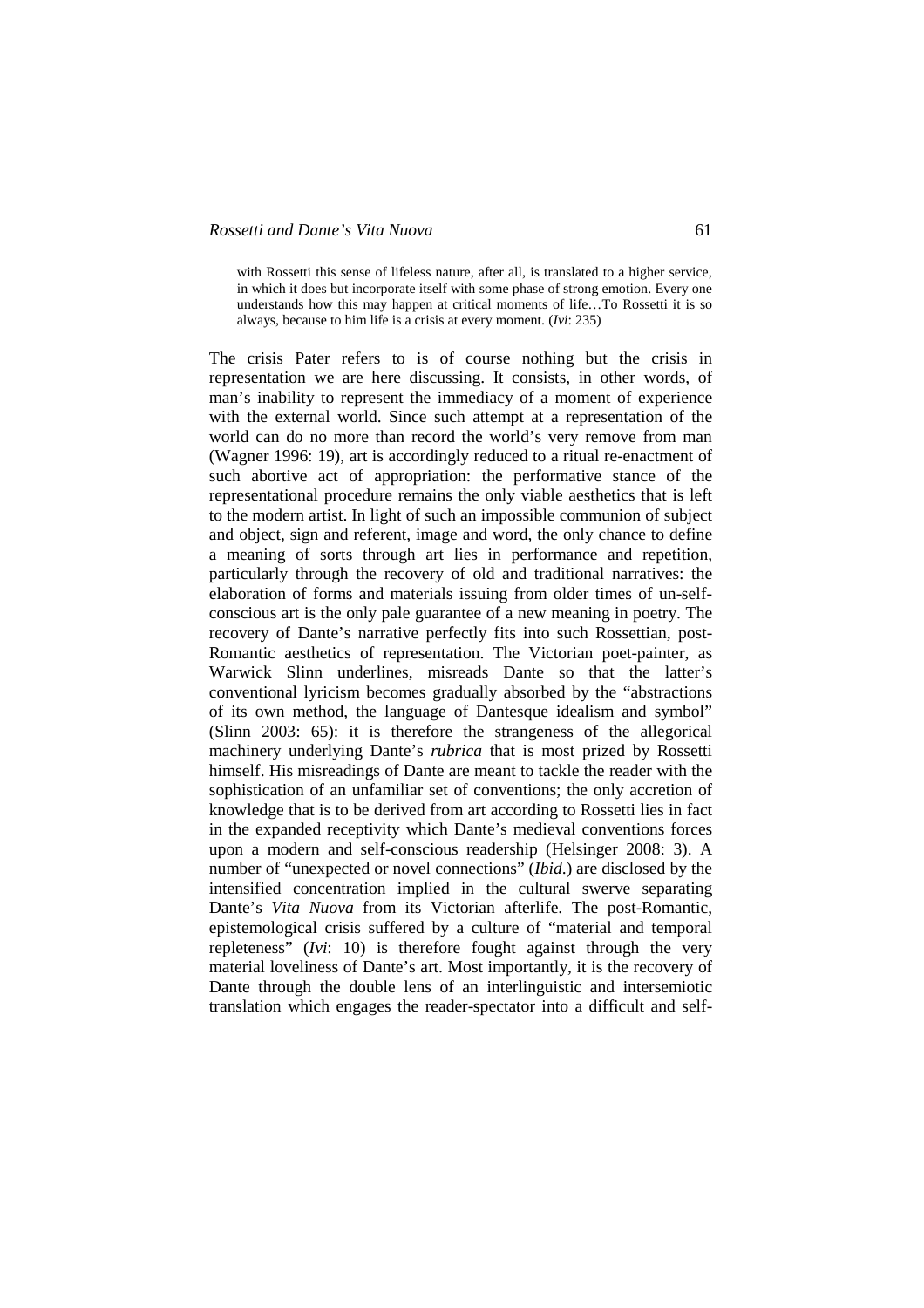> with Rossetti this sense of lifeless nature, after all, is translated to a higher service, in which it does but incorporate itself with some phase of strong emotion. Every one understands how this may happen at critical moments of life…To Rossetti it is so always, because to him life is a crisis at every moment. (*Ivi*: 235)

The crisis Pater refers to is of course nothing but the crisis in representation we are here discussing. It consists, in other words, of man's inability to represent the immediacy of a moment of experience with the external world. Since such attempt at a representation of the world can do no more than record the world's very remove from man (Wagner 1996: 19), art is accordingly reduced to a ritual re-enactment of such abortive act of appropriation: the performative stance of the representational procedure remains the only viable aesthetics that is left to the modern artist. In light of such an impossible communion of subject and object, sign and referent, image and word, the only chance to define a meaning of sorts through art lies in performance and repetition, particularly through the recovery of old and traditional narratives: the elaboration of forms and materials issuing from older times of un-self-conscious art is the only pale guarantee of a new meaning in poetry. The recovery of Dante's narrative perfectly fits into such Rossettian, post-Romantic aesthetics of representation. The Victorian poet-painter, as Warwick Slinn underlines, misreads Dante so that the latter's conventional lyricism becomes gradually absorbed by the "abstractions of its own method, the language of Dantesque idealism and symbol" (Slinn 2003: 65): it is therefore the strangeness of the allegorical machinery underlying Dante's *rubrica* that is most prized by Rossetti himself. His misreadings of Dante are meant to tackle the reader with the sophistication of an unfamiliar set of conventions; the only accretion of knowledge that is to be derived from art according to Rossetti lies in fact in the expanded receptivity which Dante's medieval conventions forces upon a modern and self-conscious readership (Helsinger 2008: 3). A number of "unexpected or novel connections" (*Ibid.*) are disclosed by the intensified concentration implied in the cultural swerve separating Dante's *Vita Nuova* from its Victorian afterlife. The post-Romantic, epistemological crisis suffered by a culture of "material and temporal repleteness" (*Ivi*: 10) is therefore fought against through the very material loveliness of Dante's art. Most importantly, it is the recovery of Dante through the double lens of an interlinguistic and intersemiotic translation which engages the reader-spectator into a difficult and self-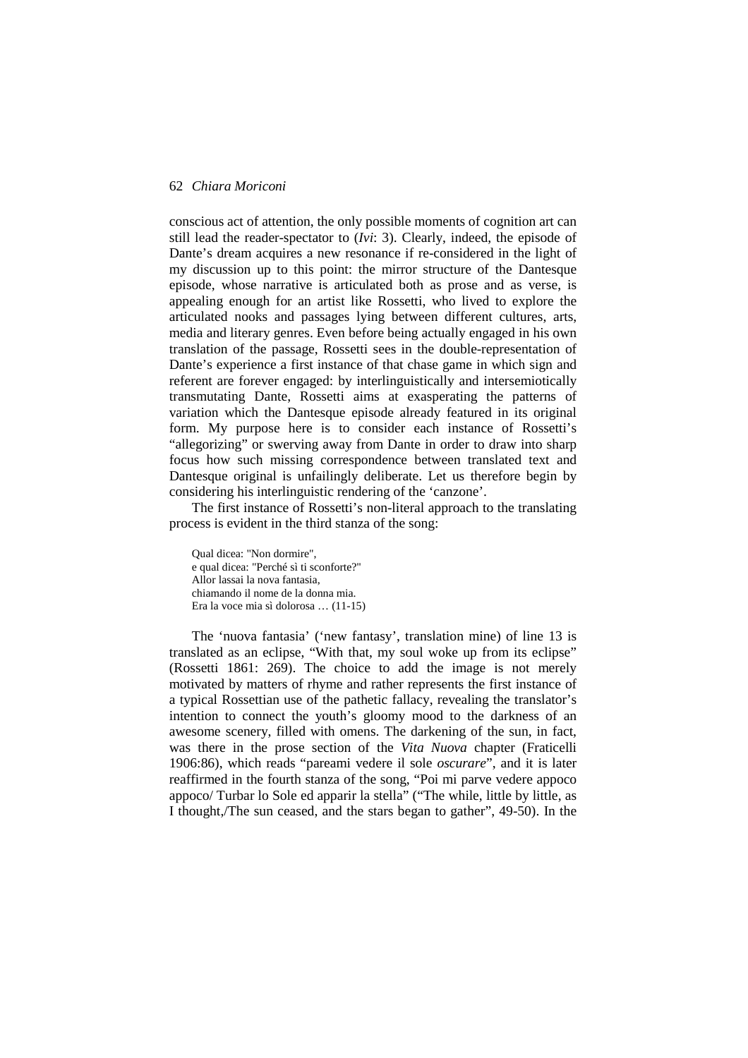conscious act of attention, the only possible moments of cognition art can still lead the reader-spectator to (*Ivi*: 3). Clearly, indeed, the episode of Dante's dream acquires a new resonance if re-considered in the light of my discussion up to this point: the mirror structure of the Dantesque episode, whose narrative is articulated both as prose and as verse, is appealing enough for an artist like Rossetti, who lived to explore the articulated nooks and passages lying between different cultures, arts, media and literary genres. Even before being actually engaged in his own translation of the passage, Rossetti sees in the double-representation of Dante's experience a first instance of that chase game in which sign and referent are forever engaged: by interlinguistically and intersemiotically transmutating Dante, Rossetti aims at exasperating the patterns of variation which the Dantesque episode already featured in its original form. My purpose here is to consider each instance of Rossetti's "allegorizing" or swerving away from Dante in order to draw into sharp focus how such missing correspondence between translated text and Dantesque original is unfailingly deliberate. Let us therefore begin by considering his interlinguistic rendering of the 'canzone'.

The first instance of Rossetti's non-literal approach to the translating process is evident in the third stanza of the song:

> Qual dicea: "Non dormire",
> e qual dicea: "Perché sì ti sconforte?"
> Allor lassai la nova fantasia,
> chiamando il nome de la donna mia.
> Era la voce mia sì dolorosa … (11-15)

The 'nuova fantasia' ('new fantasy', translation mine) of line 13 is translated as an eclipse, "With that, my soul woke up from its eclipse" (Rossetti 1861: 269). The choice to add the image is not merely motivated by matters of rhyme and rather represents the first instance of a typical Rossettian use of the pathetic fallacy, revealing the translator's intention to connect the youth's gloomy mood to the darkness of an awesome scenery, filled with omens. The darkening of the sun, in fact, was there in the prose section of the *Vita Nuova* chapter (Fraticelli 1906:86), which reads "pareami vedere il sole *oscurare*", and it is later reaffirmed in the fourth stanza of the song, "Poi mi parve vedere appoco appoco/ Turbar lo Sole ed apparir la stella" ("The while, little by little, as I thought,/The sun ceased, and the stars began to gather", 49-50). In the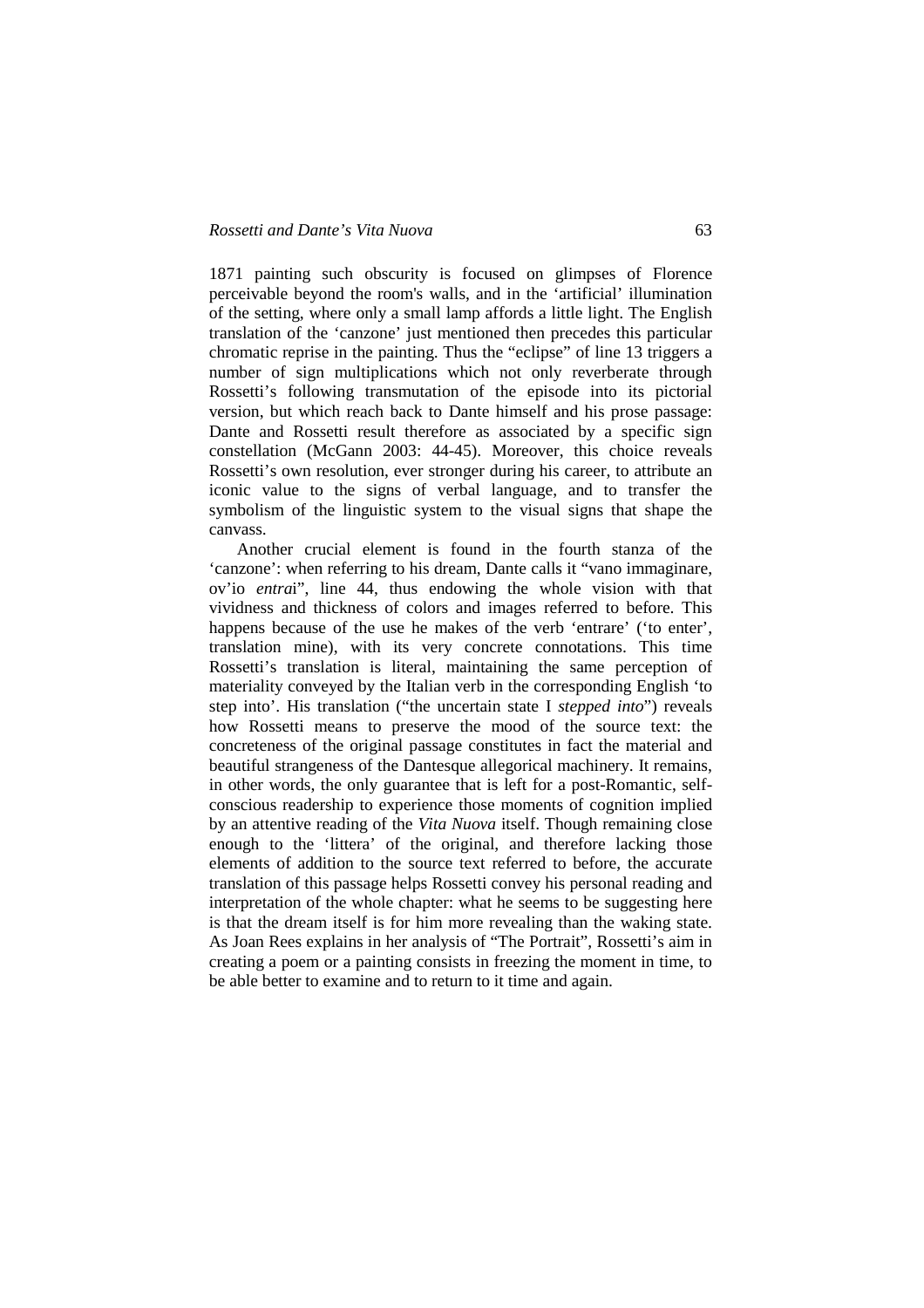1871 painting such obscurity is focused on glimpses of Florence perceivable beyond the room's walls, and in the 'artificial' illumination of the setting, where only a small lamp affords a little light. The English translation of the 'canzone' just mentioned then precedes this particular chromatic reprise in the painting. Thus the "eclipse" of line 13 triggers a number of sign multiplications which not only reverberate through Rossetti's following transmutation of the episode into its pictorial version, but which reach back to Dante himself and his prose passage: Dante and Rossetti result therefore as associated by a specific sign constellation (McGann 2003: 44-45). Moreover, this choice reveals Rossetti's own resolution, ever stronger during his career, to attribute an iconic value to the signs of verbal language, and to transfer the symbolism of the linguistic system to the visual signs that shape the canvass.

Another crucial element is found in the fourth stanza of the 'canzone': when referring to his dream, Dante calls it "vano immaginare, ov'io *entra*i", line 44, thus endowing the whole vision with that vividness and thickness of colors and images referred to before. This happens because of the use he makes of the verb 'entrare' ('to enter', translation mine), with its very concrete connotations. This time Rossetti's translation is literal, maintaining the same perception of materiality conveyed by the Italian verb in the corresponding English 'to step into'. His translation ("the uncertain state I *stepped into*") reveals how Rossetti means to preserve the mood of the source text: the concreteness of the original passage constitutes in fact the material and beautiful strangeness of the Dantesque allegorical machinery. It remains, in other words, the only guarantee that is left for a post-Romantic, self-conscious readership to experience those moments of cognition implied by an attentive reading of the *Vita Nuova* itself. Though remaining close enough to the 'littera' of the original, and therefore lacking those elements of addition to the source text referred to before, the accurate translation of this passage helps Rossetti convey his personal reading and interpretation of the whole chapter: what he seems to be suggesting here is that the dream itself is for him more revealing than the waking state. As Joan Rees explains in her analysis of "The Portrait", Rossetti's aim in creating a poem or a painting consists in freezing the moment in time, to be able better to examine and to return to it time and again.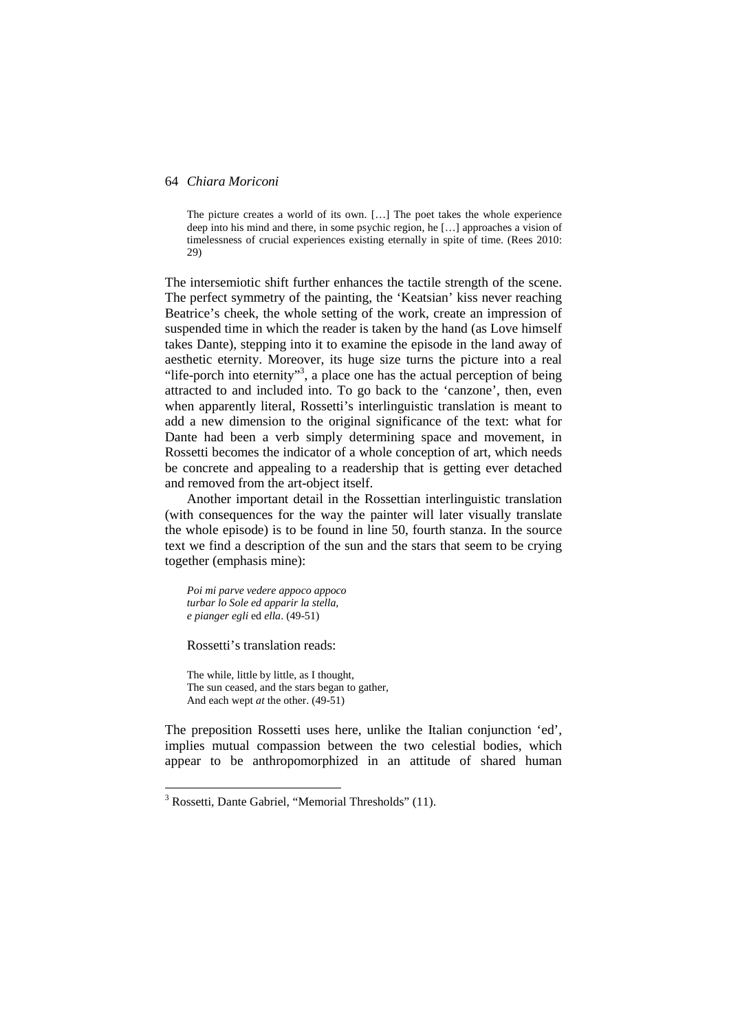> The picture creates a world of its own. […] The poet takes the whole experience deep into his mind and there, in some psychic region, he […] approaches a vision of timelessness of crucial experiences existing eternally in spite of time. (Rees 2010: 29)

The intersemiotic shift further enhances the tactile strength of the scene. The perfect symmetry of the painting, the 'Keatsian' kiss never reaching Beatrice's cheek, the whole setting of the work, create an impression of suspended time in which the reader is taken by the hand (as Love himself takes Dante), stepping into it to examine the episode in the land away of aesthetic eternity. Moreover, its huge size turns the picture into a real "life-porch into eternity"[3], a place one has the actual perception of being attracted to and included into. To go back to the 'canzone', then, even when apparently literal, Rossetti's interlinguistic translation is meant to add a new dimension to the original significance of the text: what for Dante had been a verb simply determining space and movement, in Rossetti becomes the indicator of a whole conception of art, which needs be concrete and appealing to a readership that is getting ever detached and removed from the art-object itself.

Another important detail in the Rossettian interlinguistic translation (with consequences for the way the painter will later visually translate the whole episode) is to be found in line 50, fourth stanza. In the source text we find a description of the sun and the stars that seem to be crying together (emphasis mine):

> *Poi mi parve vedere appoco appoco*
> *turbar lo Sole ed apparir la stella,*
> *e pianger egli* ed *ella*. (49-51)

Rossetti's translation reads:

> The while, little by little, as I thought,
> The sun ceased, and the stars began to gather,
> And each wept *at* the other. (49-51)

The preposition Rossetti uses here, unlike the Italian conjunction 'ed', implies mutual compassion between the two celestial bodies, which appear to be anthropomorphized in an attitude of shared human

[3] Rossetti, Dante Gabriel, "Memorial Thresholds" (11).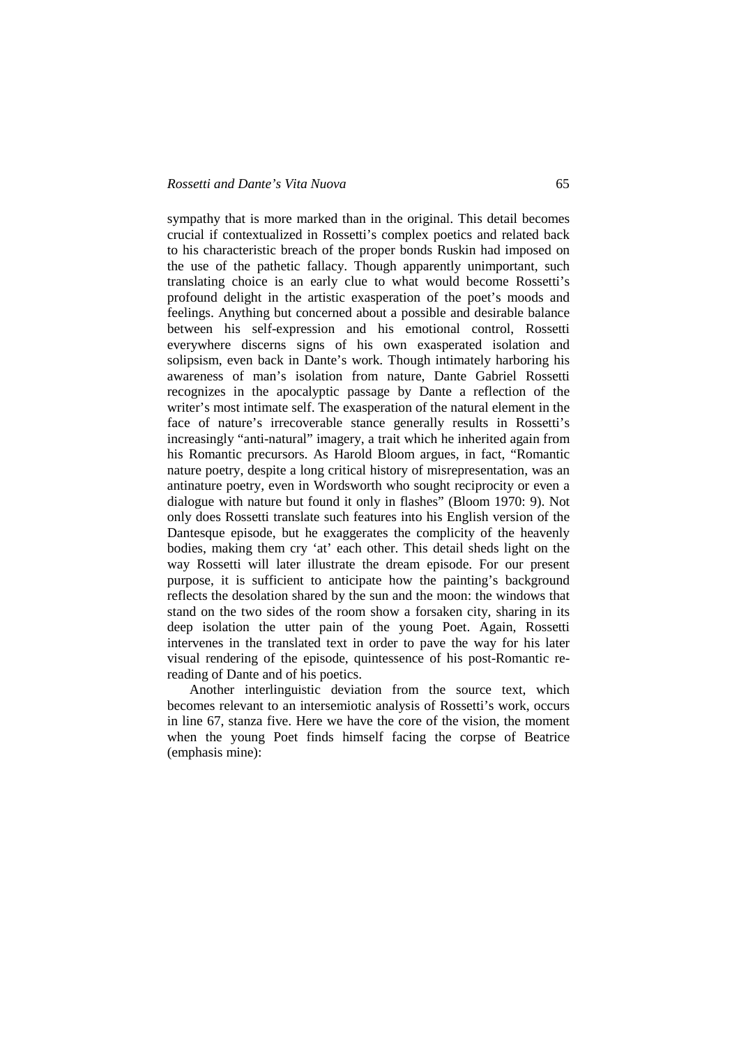sympathy that is more marked than in the original. This detail becomes crucial if contextualized in Rossetti's complex poetics and related back to his characteristic breach of the proper bonds Ruskin had imposed on the use of the pathetic fallacy. Though apparently unimportant, such translating choice is an early clue to what would become Rossetti's profound delight in the artistic exasperation of the poet's moods and feelings. Anything but concerned about a possible and desirable balance between his self-expression and his emotional control, Rossetti everywhere discerns signs of his own exasperated isolation and solipsism, even back in Dante's work. Though intimately harboring his awareness of man's isolation from nature, Dante Gabriel Rossetti recognizes in the apocalyptic passage by Dante a reflection of the writer's most intimate self. The exasperation of the natural element in the face of nature's irrecoverable stance generally results in Rossetti's increasingly "anti-natural" imagery, a trait which he inherited again from his Romantic precursors. As Harold Bloom argues, in fact, "Romantic nature poetry, despite a long critical history of misrepresentation, was an antinature poetry, even in Wordsworth who sought reciprocity or even a dialogue with nature but found it only in flashes" (Bloom 1970: 9). Not only does Rossetti translate such features into his English version of the Dantesque episode, but he exaggerates the complicity of the heavenly bodies, making them cry 'at' each other. This detail sheds light on the way Rossetti will later illustrate the dream episode. For our present purpose, it is sufficient to anticipate how the painting's background reflects the desolation shared by the sun and the moon: the windows that stand on the two sides of the room show a forsaken city, sharing in its deep isolation the utter pain of the young Poet. Again, Rossetti intervenes in the translated text in order to pave the way for his later visual rendering of the episode, quintessence of his post-Romantic re-reading of Dante and of his poetics.

Another interlinguistic deviation from the source text, which becomes relevant to an intersemiotic analysis of Rossetti's work, occurs in line 67, stanza five. Here we have the core of the vision, the moment when the young Poet finds himself facing the corpse of Beatrice (emphasis mine):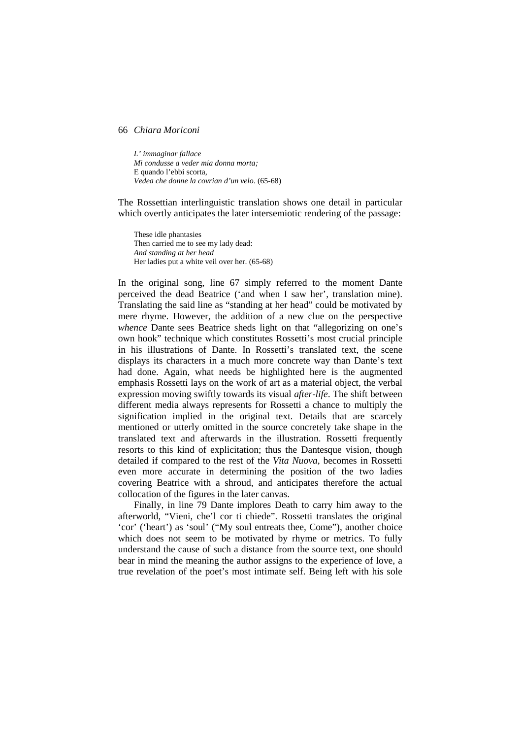> *L' immaginar fallace*
> *Mi condusse a veder mia donna morta;*
> E quando l'ebbi scorta,
> *Vedea che donne la covrian d'un velo*. (65-68)

The Rossettian interlinguistic translation shows one detail in particular which overtly anticipates the later intersemiotic rendering of the passage:

> These idle phantasies
> Then carried me to see my lady dead:
> *And standing at her head*
> Her ladies put a white veil over her. (65-68)

In the original song, line 67 simply referred to the moment Dante perceived the dead Beatrice ('and when I saw her', translation mine). Translating the said line as "standing at her head" could be motivated by mere rhyme. However, the addition of a new clue on the perspective *whence* Dante sees Beatrice sheds light on that "allegorizing on one's own hook" technique which constitutes Rossetti's most crucial principle in his illustrations of Dante. In Rossetti's translated text, the scene displays its characters in a much more concrete way than Dante's text had done. Again, what needs be highlighted here is the augmented emphasis Rossetti lays on the work of art as a material object, the verbal expression moving swiftly towards its visual *after-life*. The shift between different media always represents for Rossetti a chance to multiply the signification implied in the original text. Details that are scarcely mentioned or utterly omitted in the source concretely take shape in the translated text and afterwards in the illustration. Rossetti frequently resorts to this kind of explicitation; thus the Dantesque vision, though detailed if compared to the rest of the *Vita Nuova*, becomes in Rossetti even more accurate in determining the position of the two ladies covering Beatrice with a shroud, and anticipates therefore the actual collocation of the figures in the later canvas.

Finally, in line 79 Dante implores Death to carry him away to the afterworld, "Vieni, che'l cor ti chiede". Rossetti translates the original 'cor' ('heart') as 'soul' ("My soul entreats thee, Come"), another choice which does not seem to be motivated by rhyme or metrics. To fully understand the cause of such a distance from the source text, one should bear in mind the meaning the author assigns to the experience of love, a true revelation of the poet's most intimate self. Being left with his sole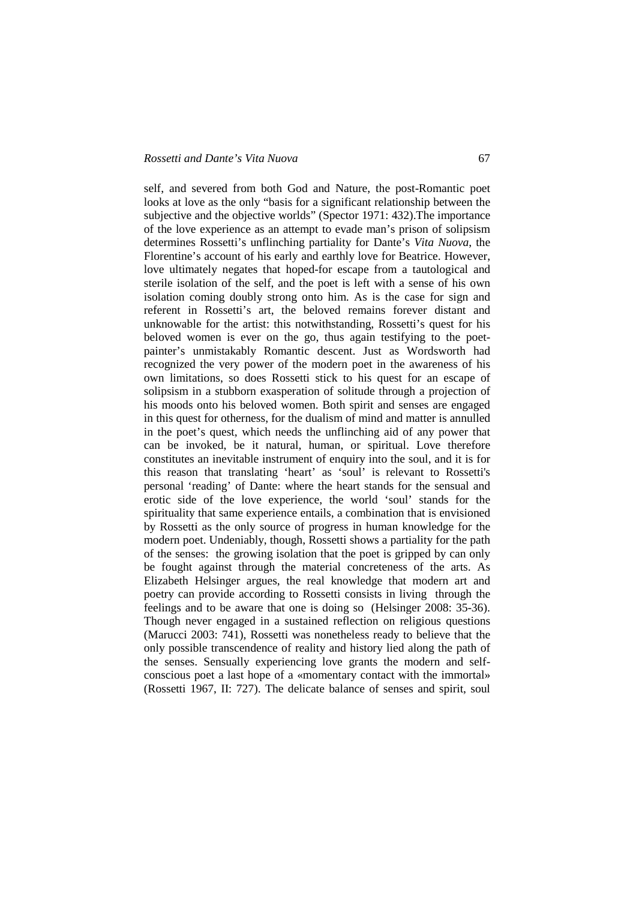self, and severed from both God and Nature, the post-Romantic poet looks at love as the only "basis for a significant relationship between the subjective and the objective worlds" (Spector 1971: 432).The importance of the love experience as an attempt to evade man's prison of solipsism determines Rossetti's unflinching partiality for Dante's *Vita Nuova*, the Florentine's account of his early and earthly love for Beatrice. However, love ultimately negates that hoped-for escape from a tautological and sterile isolation of the self, and the poet is left with a sense of his own isolation coming doubly strong onto him. As is the case for sign and referent in Rossetti's art, the beloved remains forever distant and unknowable for the artist: this notwithstanding, Rossetti's quest for his beloved women is ever on the go, thus again testifying to the poet-painter's unmistakably Romantic descent. Just as Wordsworth had recognized the very power of the modern poet in the awareness of his own limitations, so does Rossetti stick to his quest for an escape of solipsism in a stubborn exasperation of solitude through a projection of his moods onto his beloved women. Both spirit and senses are engaged in this quest for otherness, for the dualism of mind and matter is annulled in the poet's quest, which needs the unflinching aid of any power that can be invoked, be it natural, human, or spiritual. Love therefore constitutes an inevitable instrument of enquiry into the soul, and it is for this reason that translating 'heart' as 'soul' is relevant to Rossetti's personal 'reading' of Dante: where the heart stands for the sensual and erotic side of the love experience, the world 'soul' stands for the spirituality that same experience entails, a combination that is envisioned by Rossetti as the only source of progress in human knowledge for the modern poet. Undeniably, though, Rossetti shows a partiality for the path of the senses: the growing isolation that the poet is gripped by can only be fought against through the material concreteness of the arts. As Elizabeth Helsinger argues, the real knowledge that modern art and poetry can provide according to Rossetti consists in living through the feelings and to be aware that one is doing so (Helsinger 2008: 35-36). Though never engaged in a sustained reflection on religious questions (Marucci 2003: 741), Rossetti was nonetheless ready to believe that the only possible transcendence of reality and history lied along the path of the senses. Sensually experiencing love grants the modern and self-conscious poet a last hope of a «momentary contact with the immortal» (Rossetti 1967, II: 727). The delicate balance of senses and spirit, soul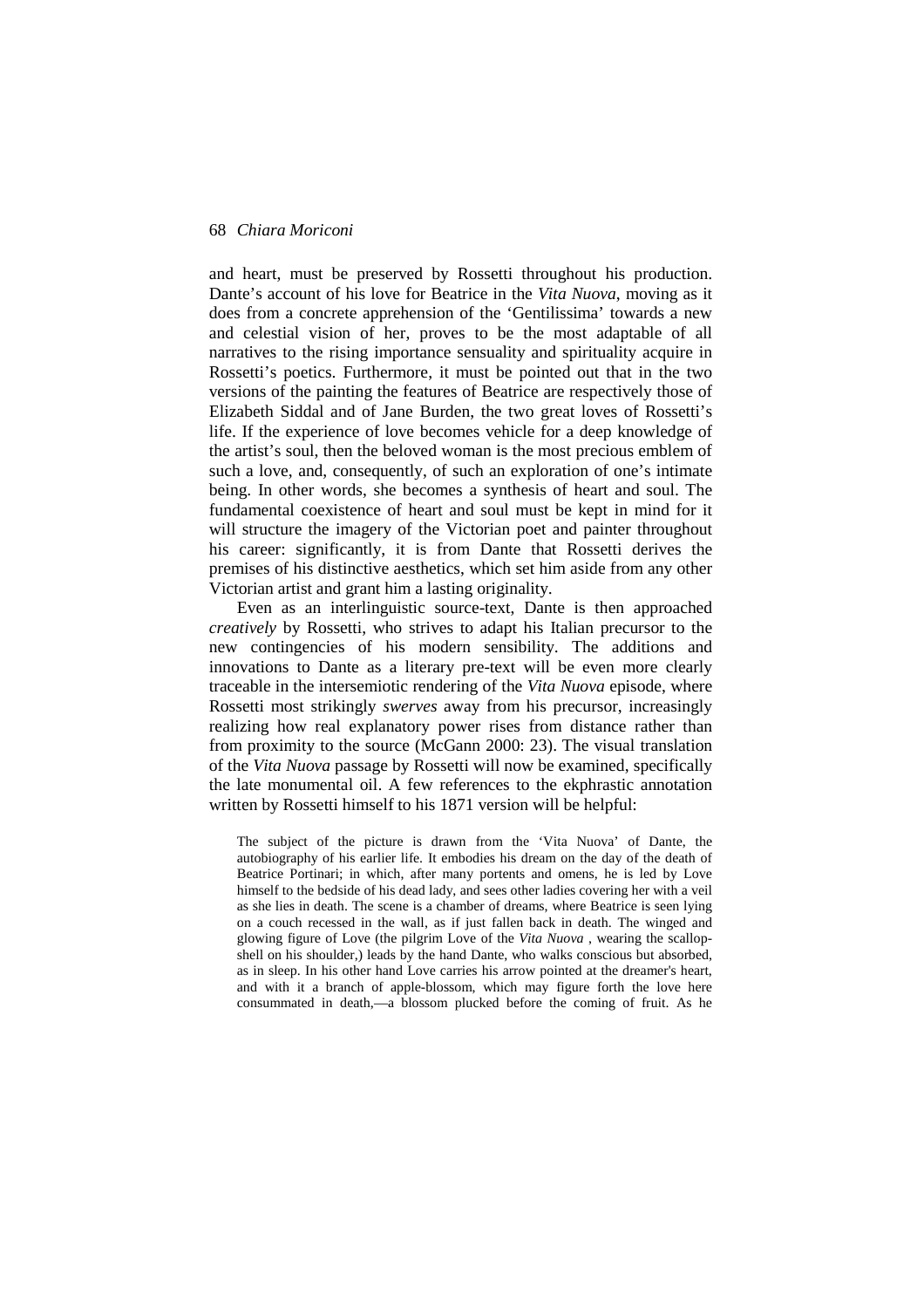and heart, must be preserved by Rossetti throughout his production. Dante's account of his love for Beatrice in the *Vita Nuova*, moving as it does from a concrete apprehension of the 'Gentilissima' towards a new and celestial vision of her, proves to be the most adaptable of all narratives to the rising importance sensuality and spirituality acquire in Rossetti's poetics. Furthermore, it must be pointed out that in the two versions of the painting the features of Beatrice are respectively those of Elizabeth Siddal and of Jane Burden, the two great loves of Rossetti's life. If the experience of love becomes vehicle for a deep knowledge of the artist's soul, then the beloved woman is the most precious emblem of such a love, and, consequently, of such an exploration of one's intimate being. In other words, she becomes a synthesis of heart and soul. The fundamental coexistence of heart and soul must be kept in mind for it will structure the imagery of the Victorian poet and painter throughout his career: significantly, it is from Dante that Rossetti derives the premises of his distinctive aesthetics, which set him aside from any other Victorian artist and grant him a lasting originality.

Even as an interlinguistic source-text, Dante is then approached *creatively* by Rossetti, who strives to adapt his Italian precursor to the new contingencies of his modern sensibility. The additions and innovations to Dante as a literary pre-text will be even more clearly traceable in the intersemiotic rendering of the *Vita Nuova* episode, where Rossetti most strikingly *swerves* away from his precursor, increasingly realizing how real explanatory power rises from distance rather than from proximity to the source (McGann 2000: 23). The visual translation of the *Vita Nuova* passage by Rossetti will now be examined, specifically the late monumental oil. A few references to the ekphrastic annotation written by Rossetti himself to his 1871 version will be helpful:

> The subject of the picture is drawn from the 'Vita Nuova' of Dante, the autobiography of his earlier life. It embodies his dream on the day of the death of Beatrice Portinari; in which, after many portents and omens, he is led by Love himself to the bedside of his dead lady, and sees other ladies covering her with a veil as she lies in death. The scene is a chamber of dreams, where Beatrice is seen lying on a couch recessed in the wall, as if just fallen back in death. The winged and glowing figure of Love (the pilgrim Love of the *Vita Nuova* , wearing the scallop-shell on his shoulder,) leads by the hand Dante, who walks conscious but absorbed, as in sleep. In his other hand Love carries his arrow pointed at the dreamer's heart, and with it a branch of apple-blossom, which may figure forth the love here consummated in death,—a blossom plucked before the coming of fruit. As he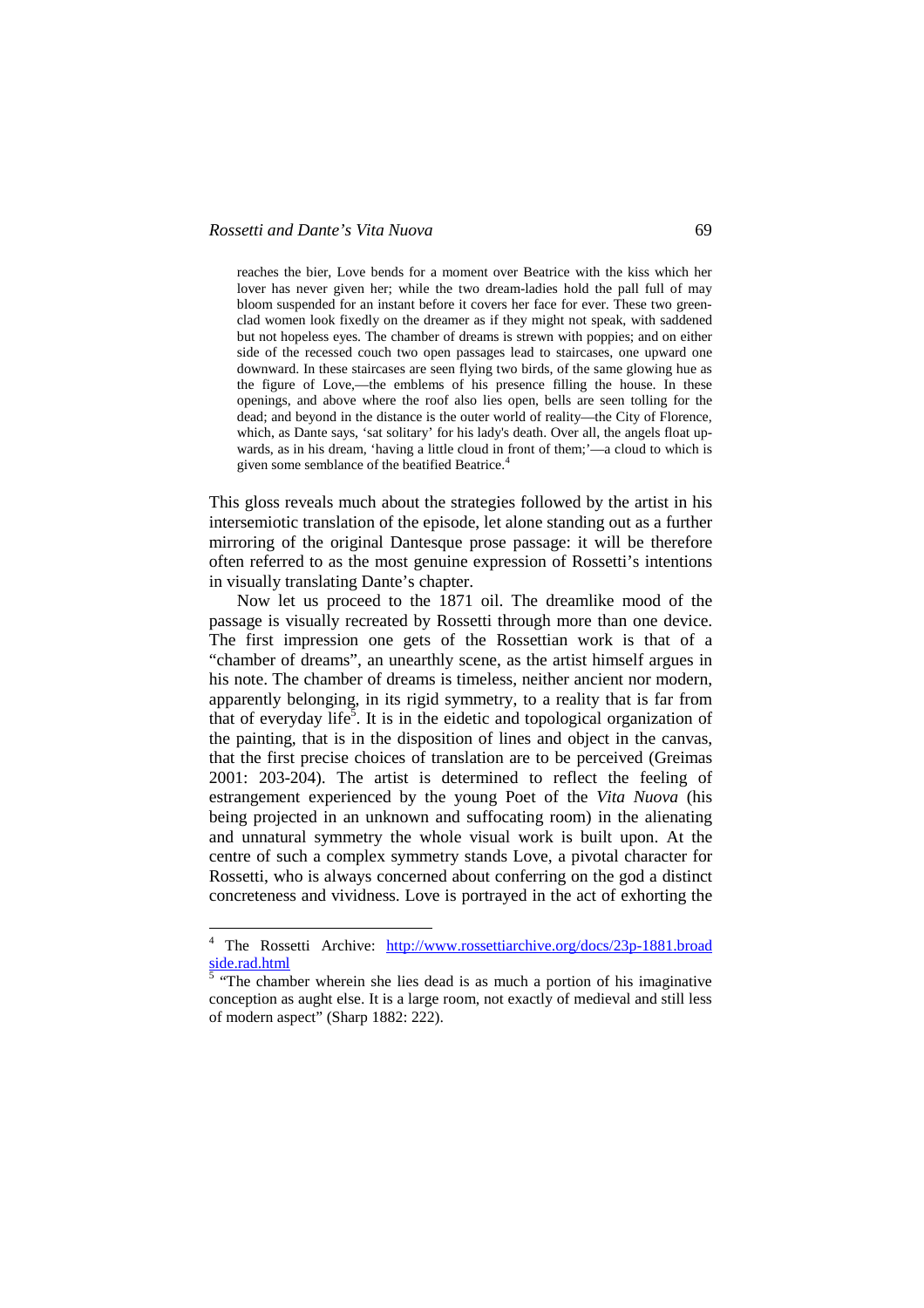> reaches the bier, Love bends for a moment over Beatrice with the kiss which her lover has never given her; while the two dream-ladies hold the pall full of may bloom suspended for an instant before it covers her face for ever. These two green-clad women look fixedly on the dreamer as if they might not speak, with saddened but not hopeless eyes. The chamber of dreams is strewn with poppies; and on either side of the recessed couch two open passages lead to staircases, one upward one downward. In these staircases are seen flying two birds, of the same glowing hue as the figure of Love,—the emblems of his presence filling the house. In these openings, and above where the roof also lies open, bells are seen tolling for the dead; and beyond in the distance is the outer world of reality—the City of Florence, which, as Dante says, 'sat solitary' for his lady's death. Over all, the angels float upwards, as in his dream, 'having a little cloud in front of them;'—a cloud to which is given some semblance of the beatified Beatrice.[4]

This gloss reveals much about the strategies followed by the artist in his intersemiotic translation of the episode, let alone standing out as a further mirroring of the original Dantesque prose passage: it will be therefore often referred to as the most genuine expression of Rossetti's intentions in visually translating Dante's chapter.

Now let us proceed to the 1871 oil. The dreamlike mood of the passage is visually recreated by Rossetti through more than one device. The first impression one gets of the Rossettian work is that of a "chamber of dreams", an unearthly scene, as the artist himself argues in his note. The chamber of dreams is timeless, neither ancient nor modern, apparently belonging, in its rigid symmetry, to a reality that is far from that of everyday life[5]. It is in the eidetic and topological organization of the painting, that is in the disposition of lines and object in the canvas, that the first precise choices of translation are to be perceived (Greimas 2001: 203-204). The artist is determined to reflect the feeling of estrangement experienced by the young Poet of the *Vita Nuova* (his being projected in an unknown and suffocating room) in the alienating and unnatural symmetry the whole visual work is built upon. At the centre of such a complex symmetry stands Love, a pivotal character for Rossetti, who is always concerned about conferring on the god a distinct concreteness and vividness. Love is portrayed in the act of exhorting the

---

[4] The Rossetti Archive: http://www.rossettiarchive.org/docs/23p-1881.broadside.rad.html

[5] "The chamber wherein she lies dead is as much a portion of his imaginative conception as aught else. It is a large room, not exactly of medieval and still less of modern aspect" (Sharp 1882: 222).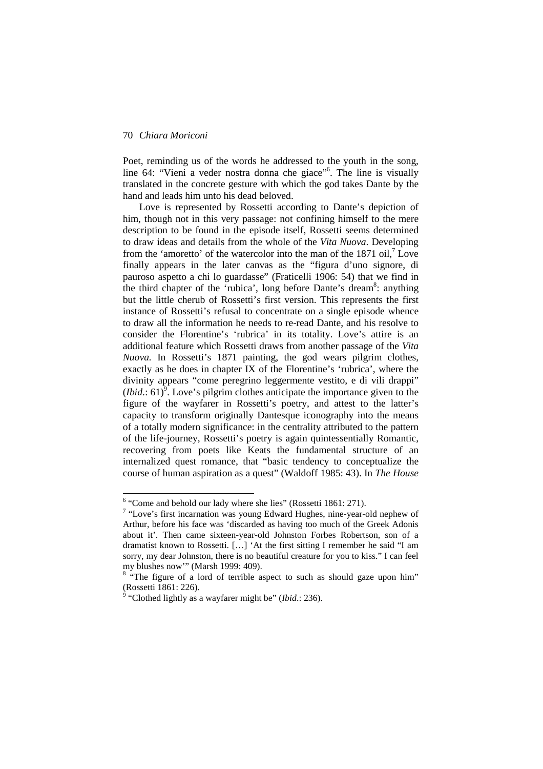Poet, reminding us of the words he addressed to the youth in the song, line 64: "Vieni a veder nostra donna che giace"[6]. The line is visually translated in the concrete gesture with which the god takes Dante by the hand and leads him unto his dead beloved.

Love is represented by Rossetti according to Dante's depiction of him, though not in this very passage: not confining himself to the mere description to be found in the episode itself, Rossetti seems determined to draw ideas and details from the whole of the *Vita Nuova*. Developing from the 'amoretto' of the watercolor into the man of the 1871 oil,[7] Love finally appears in the later canvas as the "figura d'uno signore, di pauroso aspetto a chi lo guardasse" (Fraticelli 1906: 54) that we find in the third chapter of the 'rubica', long before Dante's dream[8]: anything but the little cherub of Rossetti's first version. This represents the first instance of Rossetti's refusal to concentrate on a single episode whence to draw all the information he needs to re-read Dante, and his resolve to consider the Florentine's 'rubrica' in its totality. Love's attire is an additional feature which Rossetti draws from another passage of the *Vita Nuova.* In Rossetti's 1871 painting, the god wears pilgrim clothes, exactly as he does in chapter IX of the Florentine's 'rubrica', where the divinity appears "come peregrino leggermente vestito, e di vili drappi" (*Ibid*.: 61)[9]. Love's pilgrim clothes anticipate the importance given to the figure of the wayfarer in Rossetti's poetry, and attest to the latter's capacity to transform originally Dantesque iconography into the means of a totally modern significance: in the centrality attributed to the pattern of the life-journey, Rossetti's poetry is again quintessentially Romantic, recovering from poets like Keats the fundamental structure of an internalized quest romance, that "basic tendency to conceptualize the course of human aspiration as a quest" (Waldoff 1985: 43). In *The House*

---

[6] "Come and behold our lady where she lies" (Rossetti 1861: 271).

[7] "Love's first incarnation was young Edward Hughes, nine-year-old nephew of Arthur, before his face was 'discarded as having too much of the Greek Adonis about it'. Then came sixteen-year-old Johnston Forbes Robertson, son of a dramatist known to Rossetti. […] 'At the first sitting I remember he said "I am sorry, my dear Johnston, there is no beautiful creature for you to kiss." I can feel my blushes now'" (Marsh 1999: 409).

[8] "The figure of a lord of terrible aspect to such as should gaze upon him" (Rossetti 1861: 226).

[9] "Clothed lightly as a wayfarer might be" (*Ibid*.: 236).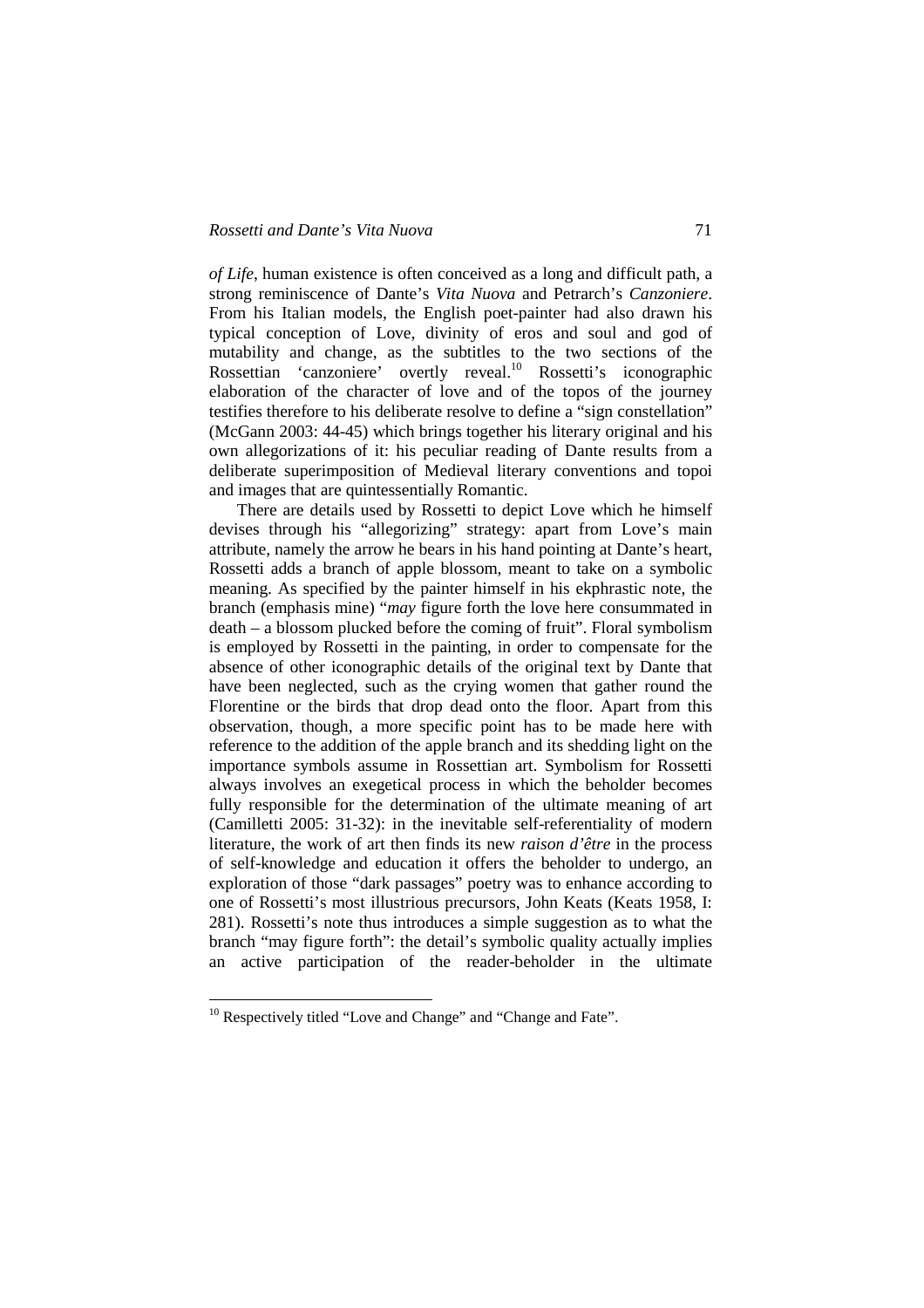*of Life*, human existence is often conceived as a long and difficult path, a strong reminiscence of Dante's *Vita Nuova* and Petrarch's *Canzoniere*. From his Italian models, the English poet-painter had also drawn his typical conception of Love, divinity of eros and soul and god of mutability and change, as the subtitles[10] to the two sections of the Rossettian 'canzoniere' overtly reveal.[10] Rossetti's iconographic elaboration of the character of love and of the topos of the journey testifies therefore to his deliberate resolve to define a "sign constellation" (McGann 2003: 44-45) which brings together his literary original and his own allegorizations of it: his peculiar reading of Dante results from a deliberate superimposition of Medieval literary conventions and topoi and images that are quintessentially Romantic.

There are details used by Rossetti to depict Love which he himself devises through his "allegorizing" strategy: apart from Love's main attribute, namely the arrow he bears in his hand pointing at Dante's heart, Rossetti adds a branch of apple blossom, meant to take on a symbolic meaning. As specified by the painter himself in his ekphrastic note, the branch (emphasis mine) "*may* figure forth the love here consummated in death – a blossom plucked before the coming of fruit". Floral symbolism is employed by Rossetti in the painting, in order to compensate for the absence of other iconographic details of the original text by Dante that have been neglected, such as the crying women that gather round the Florentine or the birds that drop dead onto the floor. Apart from this observation, though, a more specific point has to be made here with reference to the addition of the apple branch and its shedding light on the importance symbols assume in Rossettian art. Symbolism for Rossetti always involves an exegetical process in which the beholder becomes fully responsible for the determination of the ultimate meaning of art (Camilletti 2005: 31-32): in the inevitable self-referentiality of modern literature, the work of art then finds its new *raison d'être* in the process of self-knowledge and education it offers the beholder to undergo, an exploration of those "dark passages" poetry was to enhance according to one of Rossetti's most illustrious precursors, John Keats (Keats 1958, I: 281). Rossetti's note thus introduces a simple suggestion as to what the branch "may figure forth": the detail's symbolic quality actually implies an active participation of the reader-beholder in the ultimate

[10] Respectively titled "Love and Change" and "Change and Fate".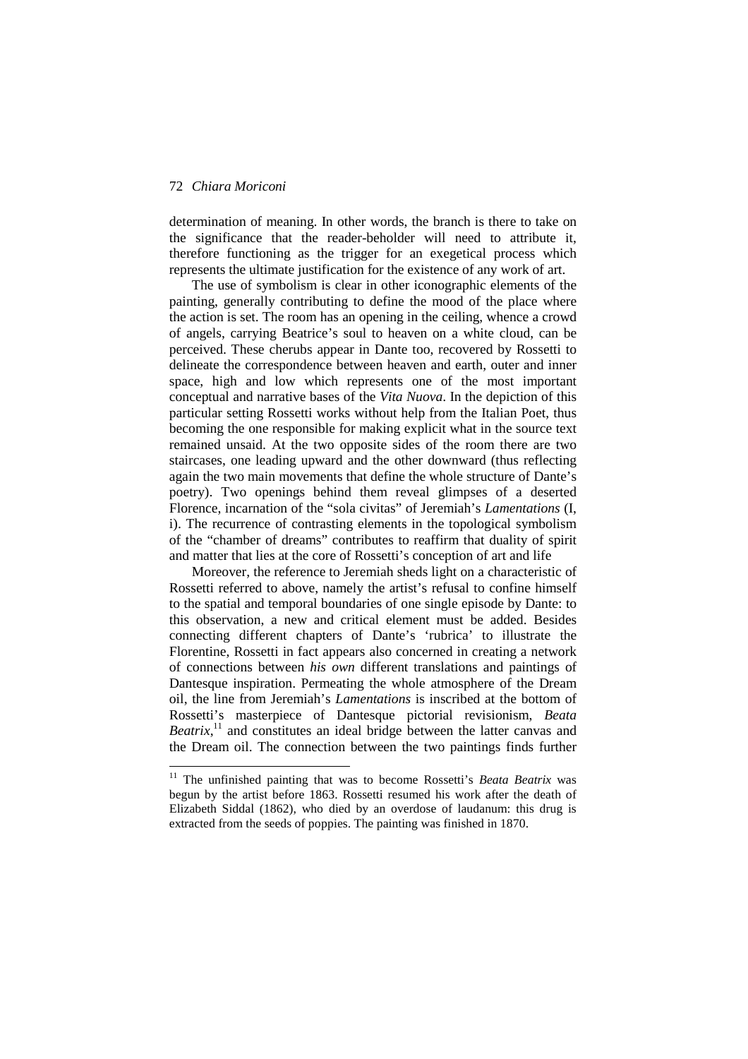determination of meaning. In other words, the branch is there to take on the significance that the reader-beholder will need to attribute it, therefore functioning as the trigger for an exegetical process which represents the ultimate justification for the existence of any work of art.

The use of symbolism is clear in other iconographic elements of the painting, generally contributing to define the mood of the place where the action is set. The room has an opening in the ceiling, whence a crowd of angels, carrying Beatrice's soul to heaven on a white cloud, can be perceived. These cherubs appear in Dante too, recovered by Rossetti to delineate the correspondence between heaven and earth, outer and inner space, high and low which represents one of the most important conceptual and narrative bases of the *Vita Nuova*. In the depiction of this particular setting Rossetti works without help from the Italian Poet, thus becoming the one responsible for making explicit what in the source text remained unsaid. At the two opposite sides of the room there are two staircases, one leading upward and the other downward (thus reflecting again the two main movements that define the whole structure of Dante's poetry). Two openings behind them reveal glimpses of a deserted Florence, incarnation of the "sola civitas" of Jeremiah's *Lamentations* (I, i). The recurrence of contrasting elements in the topological symbolism of the "chamber of dreams" contributes to reaffirm that duality of spirit and matter that lies at the core of Rossetti's conception of art and life

Moreover, the reference to Jeremiah sheds light on a characteristic of Rossetti referred to above, namely the artist's refusal to confine himself to the spatial and temporal boundaries of one single episode by Dante: to this observation, a new and critical element must be added. Besides connecting different chapters of Dante's 'rubrica' to illustrate the Florentine, Rossetti in fact appears also concerned in creating a network of connections between *his own* different translations and paintings of Dantesque inspiration. Permeating the whole atmosphere of the Dream oil, the line from Jeremiah's *Lamentations* is inscribed at the bottom of Rossetti's masterpiece of Dantesque pictorial revisionism, *Beata Beatrix*,[11] and constitutes an ideal bridge between the latter canvas and the Dream oil. The connection between the two paintings finds further

[11] The unfinished painting that was to become Rossetti's *Beata Beatrix* was begun by the artist before 1863. Rossetti resumed his work after the death of Elizabeth Siddal (1862), who died by an overdose of laudanum: this drug is extracted from the seeds of poppies. The painting was finished in 1870.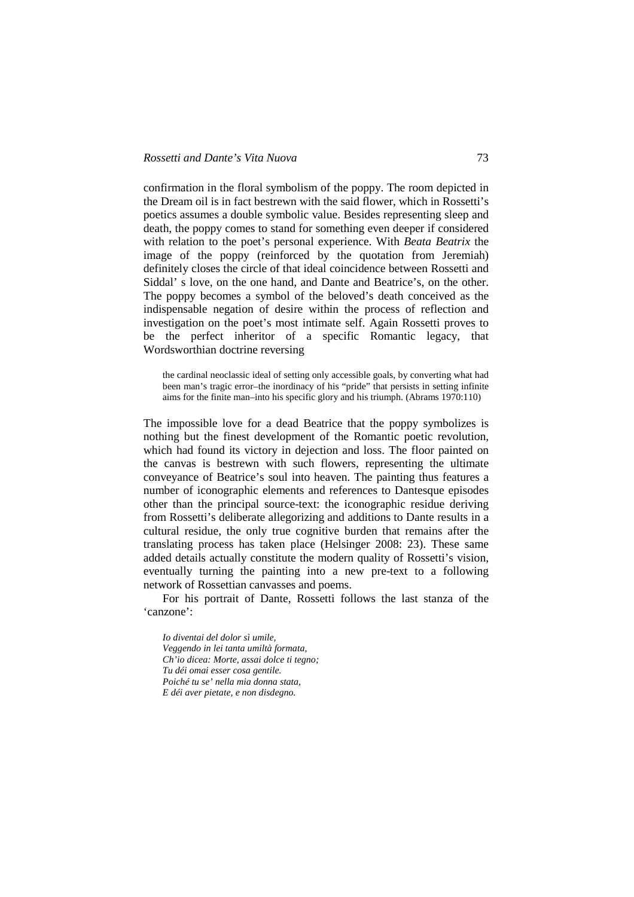confirmation in the floral symbolism of the poppy. The room depicted in the Dream oil is in fact bestrewn with the said flower, which in Rossetti's poetics assumes a double symbolic value. Besides representing sleep and death, the poppy comes to stand for something even deeper if considered with relation to the poet's personal experience. With *Beata Beatrix* the image of the poppy (reinforced by the quotation from Jeremiah) definitely closes the circle of that ideal coincidence between Rossetti and Siddal' s love, on the one hand, and Dante and Beatrice's, on the other. The poppy becomes a symbol of the beloved's death conceived as the indispensable negation of desire within the process of reflection and investigation on the poet's most intimate self. Again Rossetti proves to be the perfect inheritor of a specific Romantic legacy, that Wordsworthian doctrine reversing

> the cardinal neoclassic ideal of setting only accessible goals, by converting what had been man's tragic error–the inordinacy of his "pride" that persists in setting infinite aims for the finite man–into his specific glory and his triumph. (Abrams 1970:110)

The impossible love for a dead Beatrice that the poppy symbolizes is nothing but the finest development of the Romantic poetic revolution, which had found its victory in dejection and loss. The floor painted on the canvas is bestrewn with such flowers, representing the ultimate conveyance of Beatrice's soul into heaven. The painting thus features a number of iconographic elements and references to Dantesque episodes other than the principal source-text: the iconographic residue deriving from Rossetti's deliberate allegorizing and additions to Dante results in a cultural residue, the only true cognitive burden that remains after the translating process has taken place (Helsinger 2008: 23). These same added details actually constitute the modern quality of Rossetti's vision, eventually turning the painting into a new pre-text to a following network of Rossettian canvasses and poems.

For his portrait of Dante, Rossetti follows the last stanza of the 'canzone':

> *Io diventai del dolor sì umile,*
> *Veggendo in lei tanta umiltà formata,*
> *Ch'io dicea: Morte, assai dolce ti tegno;*
> *Tu déi omai esser cosa gentile.*
> *Poiché tu se' nella mia donna stata,*
> *E déi aver pietate, e non disdegno.*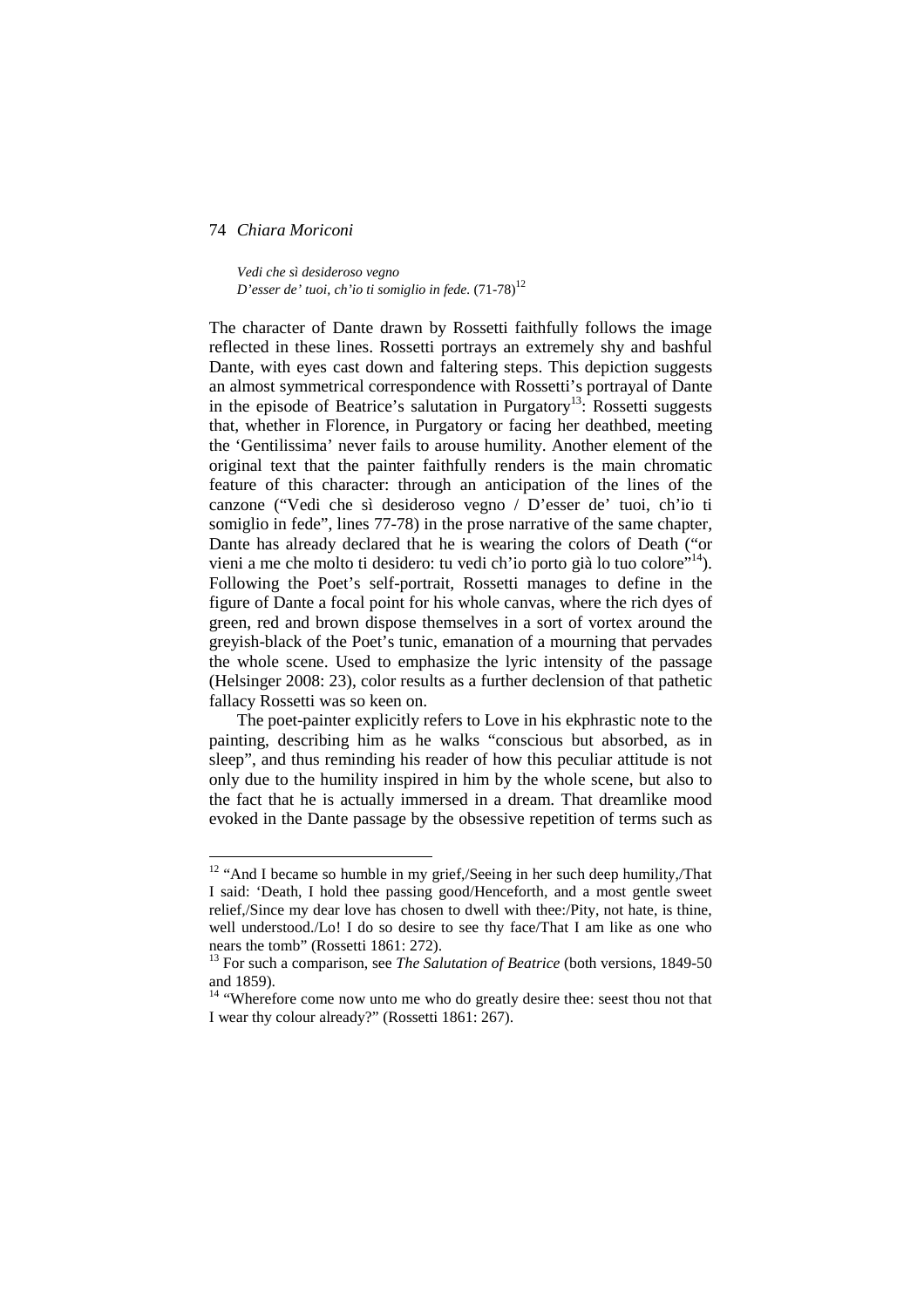*Vedi che sì desideroso vegno*  
*D'esser de' tuoi, ch'io ti somiglio in fede.* (71-78)[12]

The character of Dante drawn by Rossetti faithfully follows the image reflected in these lines. Rossetti portrays an extremely shy and bashful Dante, with eyes cast down and faltering steps. This depiction suggests an almost symmetrical correspondence with Rossetti's portrayal of Dante in the episode of Beatrice's salutation in Purgatory[13]: Rossetti suggests that, whether in Florence, in Purgatory or facing her deathbed, meeting the 'Gentilissima' never fails to arouse humility. Another element of the original text that the painter faithfully renders is the main chromatic feature of this character: through an anticipation of the lines of the canzone ("Vedi che sì desideroso vegno / D'esser de' tuoi, ch'io ti somiglio in fede", lines 77-78) in the prose narrative of the same chapter, Dante has already declared that he is wearing the colors of Death ("or vieni a me che molto ti desidero: tu vedi ch'io porto già lo tuo colore"[14]). Following the Poet's self-portrait, Rossetti manages to define in the figure of Dante a focal point for his whole canvas, where the rich dyes of green, red and brown dispose themselves in a sort of vortex around the greyish-black of the Poet's tunic, emanation of a mourning that pervades the whole scene. Used to emphasize the lyric intensity of the passage (Helsinger 2008: 23), color results as a further declension of that pathetic fallacy Rossetti was so keen on.

The poet-painter explicitly refers to Love in his ekphrastic note to the painting, describing him as he walks "conscious but absorbed, as in sleep", and thus reminding his reader of how this peculiar attitude is not only due to the humility inspired in him by the whole scene, but also to the fact that he is actually immersed in a dream. That dreamlike mood evoked in the Dante passage by the obsessive repetition of terms such as

---

[12] "And I became so humble in my grief,/Seeing in her such deep humility,/That I said: 'Death, I hold thee passing good/Henceforth, and a most gentle sweet relief,/Since my dear love has chosen to dwell with thee:/Pity, not hate, is thine, well understood./Lo! I do so desire to see thy face/That I am like as one who nears the tomb" (Rossetti 1861: 272).

[13] For such a comparison, see *The Salutation of Beatrice* (both versions, 1849-50 and 1859).

[14] "Wherefore come now unto me who do greatly desire thee: seest thou not that I wear thy colour already?" (Rossetti 1861: 267).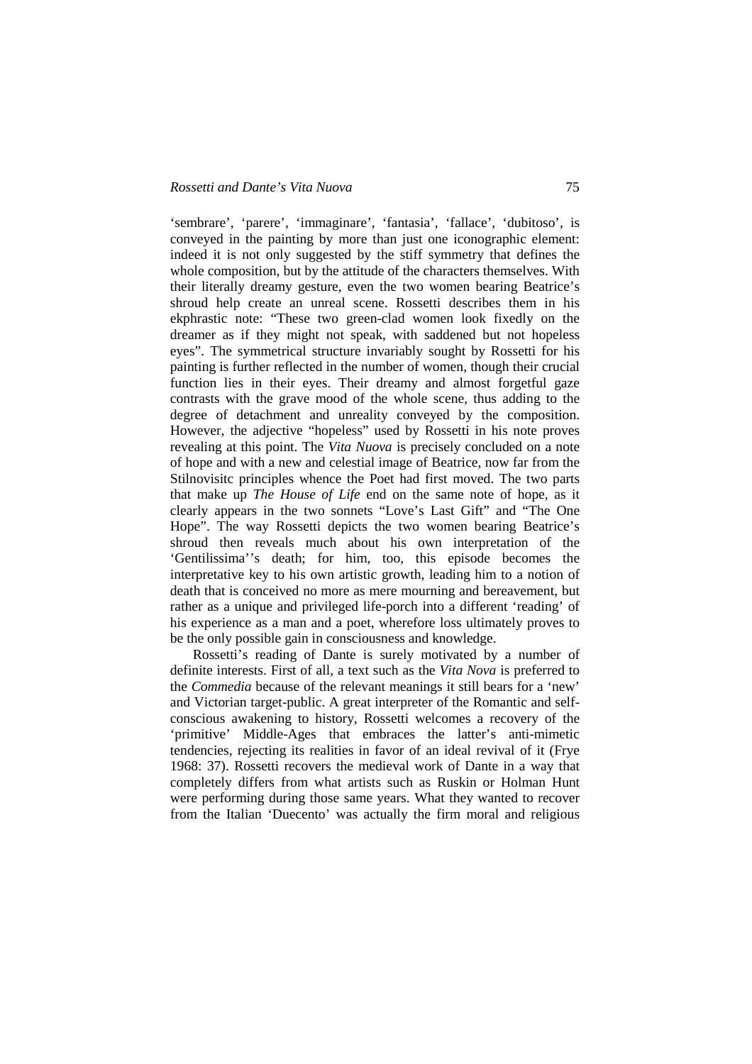'sembrare', 'parere', 'immaginare', 'fantasia', 'fallace', 'dubitoso', is conveyed in the painting by more than just one iconographic element: indeed it is not only suggested by the stiff symmetry that defines the whole composition, but by the attitude of the characters themselves. With their literally dreamy gesture, even the two women bearing Beatrice's shroud help create an unreal scene. Rossetti describes them in his ekphrastic note: "These two green-clad women look fixedly on the dreamer as if they might not speak, with saddened but not hopeless eyes". The symmetrical structure invariably sought by Rossetti for his painting is further reflected in the number of women, though their crucial function lies in their eyes. Their dreamy and almost forgetful gaze contrasts with the grave mood of the whole scene, thus adding to the degree of detachment and unreality conveyed by the composition. However, the adjective "hopeless" used by Rossetti in his note proves revealing at this point. The *Vita Nuova* is precisely concluded on a note of hope and with a new and celestial image of Beatrice, now far from the Stilnovisitc principles whence the Poet had first moved. The two parts that make up *The House of Life* end on the same note of hope, as it clearly appears in the two sonnets "Love's Last Gift" and "The One Hope". The way Rossetti depicts the two women bearing Beatrice's shroud then reveals much about his own interpretation of the 'Gentilissima''s death; for him, too, this episode becomes the interpretative key to his own artistic growth, leading him to a notion of death that is conceived no more as mere mourning and bereavement, but rather as a unique and privileged life-porch into a different 'reading' of his experience as a man and a poet, wherefore loss ultimately proves to be the only possible gain in consciousness and knowledge.

Rossetti's reading of Dante is surely motivated by a number of definite interests. First of all, a text such as the *Vita Nova* is preferred to the *Commedia* because of the relevant meanings it still bears for a 'new' and Victorian target-public. A great interpreter of the Romantic and self-conscious awakening to history, Rossetti welcomes a recovery of the 'primitive' Middle-Ages that embraces the latter's anti-mimetic tendencies, rejecting its realities in favor of an ideal revival of it (Frye 1968: 37). Rossetti recovers the medieval work of Dante in a way that completely differs from what artists such as Ruskin or Holman Hunt were performing during those same years. What they wanted to recover from the Italian 'Duecento' was actually the firm moral and religious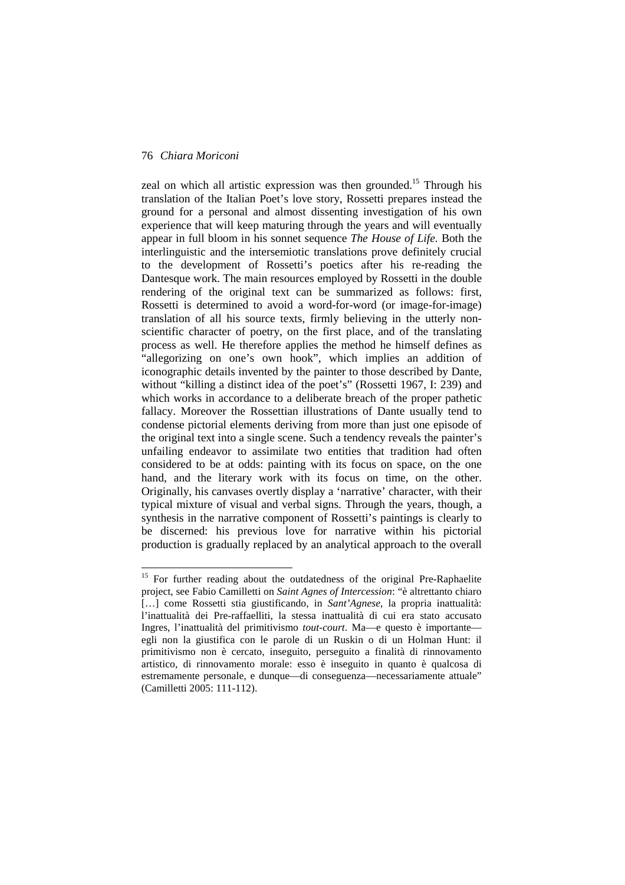zeal on which all artistic expression was then grounded.[15] Through his translation of the Italian Poet's love story, Rossetti prepares instead the ground for a personal and almost dissenting investigation of his own experience that will keep maturing through the years and will eventually appear in full bloom in his sonnet sequence *The House of Life.* Both the interlinguistic and the intersemiotic translations prove definitely crucial to the development of Rossetti's poetics after his re-reading the Dantesque work. The main resources employed by Rossetti in the double rendering of the original text can be summarized as follows: first, Rossetti is determined to avoid a word-for-word (or image-for-image) translation of all his source texts, firmly believing in the utterly non-scientific character of poetry, on the first place, and of the translating process as well. He therefore applies the method he himself defines as "allegorizing on one's own hook", which implies an addition of iconographic details invented by the painter to those described by Dante, without "killing a distinct idea of the poet's" (Rossetti 1967, I: 239) and which works in accordance to a deliberate breach of the proper pathetic fallacy. Moreover the Rossettian illustrations of Dante usually tend to condense pictorial elements deriving from more than just one episode of the original text into a single scene. Such a tendency reveals the painter's unfailing endeavor to assimilate two entities that tradition had often considered to be at odds: painting with its focus on space, on the one hand, and the literary work with its focus on time, on the other. Originally, his canvases overtly display a 'narrative' character, with their typical mixture of visual and verbal signs. Through the years, though, a synthesis in the narrative component of Rossetti's paintings is clearly to be discerned: his previous love for narrative within his pictorial production is gradually replaced by an analytical approach to the overall

[15] For further reading about the outdatedness of the original Pre-Raphaelite project, see Fabio Camilletti on *Saint Agnes of Intercession*: "è altrettanto chiaro […] come Rossetti stia giustificando, in *Sant'Agnese*, la propria inattualità: l'inattualità dei Pre-raffaelliti, la stessa inattualità di cui era stato accusato Ingres, l'inattualità del primitivismo *tout-court*. Ma—e questo è importante—egli non la giustifica con le parole di un Ruskin o di un Holman Hunt: il primitivismo non è cercato, inseguito, perseguito a finalità di rinnovamento artistico, di rinnovamento morale: esso è inseguito in quanto è qualcosa di estremamente personale, e dunque—di conseguenza—necessariamente attuale" (Camilletti 2005: 111-112).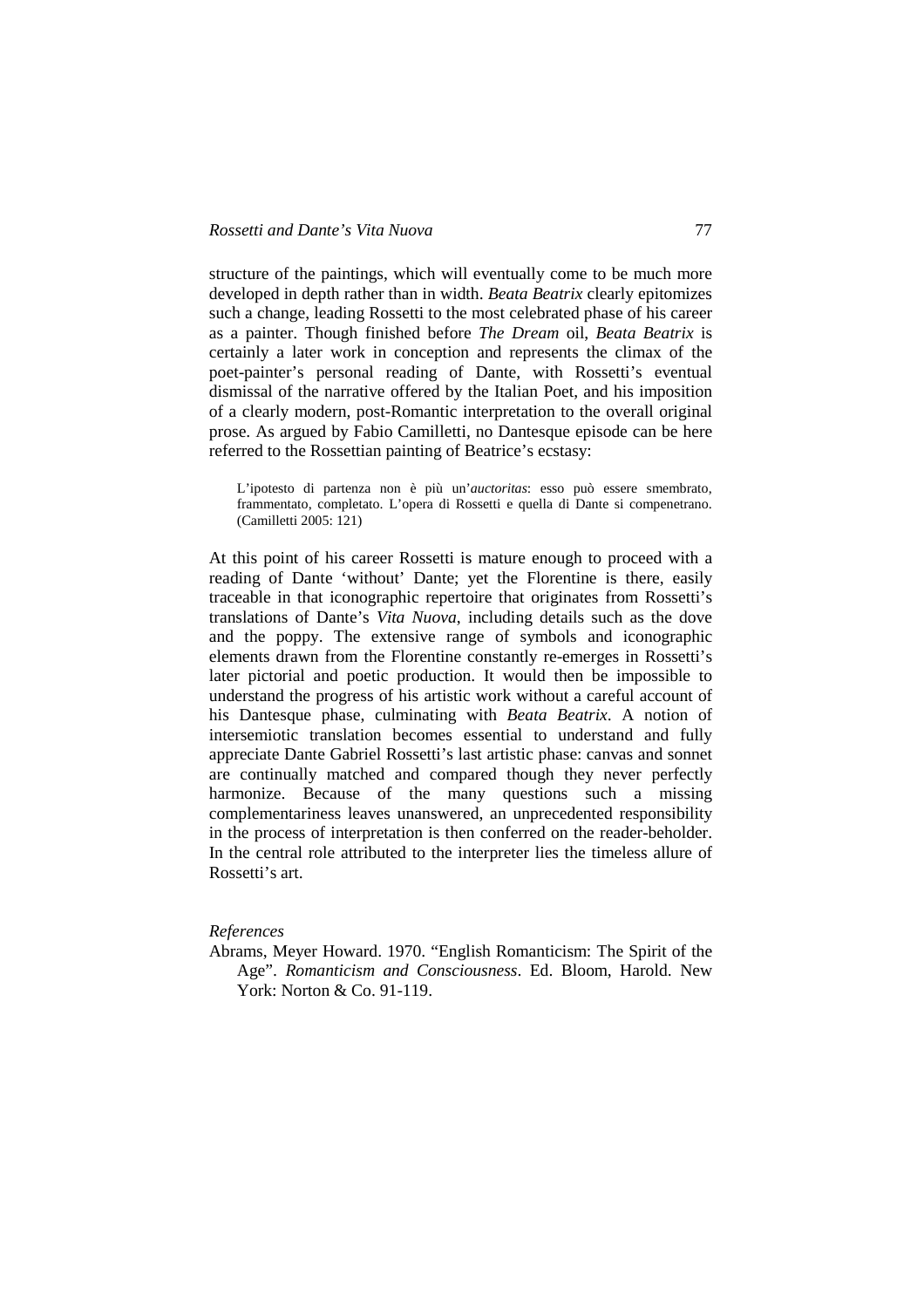structure of the paintings, which will eventually come to be much more developed in depth rather than in width. *Beata Beatrix* clearly epitomizes such a change, leading Rossetti to the most celebrated phase of his career as a painter. Though finished before *The Dream* oil, *Beata Beatrix* is certainly a later work in conception and represents the climax of the poet-painter's personal reading of Dante, with Rossetti's eventual dismissal of the narrative offered by the Italian Poet, and his imposition of a clearly modern, post-Romantic interpretation to the overall original prose. As argued by Fabio Camilletti, no Dantesque episode can be here referred to the Rossettian painting of Beatrice's ecstasy:

> L'ipotesto di partenza non è più un'*auctoritas*: esso può essere smembrato, frammentato, completato. L'opera di Rossetti e quella di Dante si compenetrano. (Camilletti 2005: 121)

At this point of his career Rossetti is mature enough to proceed with a reading of Dante 'without' Dante; yet the Florentine is there, easily traceable in that iconographic repertoire that originates from Rossetti's translations of Dante's *Vita Nuova*, including details such as the dove and the poppy. The extensive range of symbols and iconographic elements drawn from the Florentine constantly re-emerges in Rossetti's later pictorial and poetic production. It would then be impossible to understand the progress of his artistic work without a careful account of his Dantesque phase, culminating with *Beata Beatrix*. A notion of intersemiotic translation becomes essential to understand and fully appreciate Dante Gabriel Rossetti's last artistic phase: canvas and sonnet are continually matched and compared though they never perfectly harmonize. Because of the many questions such a missing complementariness leaves unanswered, an unprecedented responsibility in the process of interpretation is then conferred on the reader-beholder. In the central role attributed to the interpreter lies the timeless allure of Rossetti's art.

*References*

Abrams, Meyer Howard. 1970. "English Romanticism: The Spirit of the Age". *Romanticism and Consciousness*. Ed. Bloom, Harold. New York: Norton & Co. 91-119.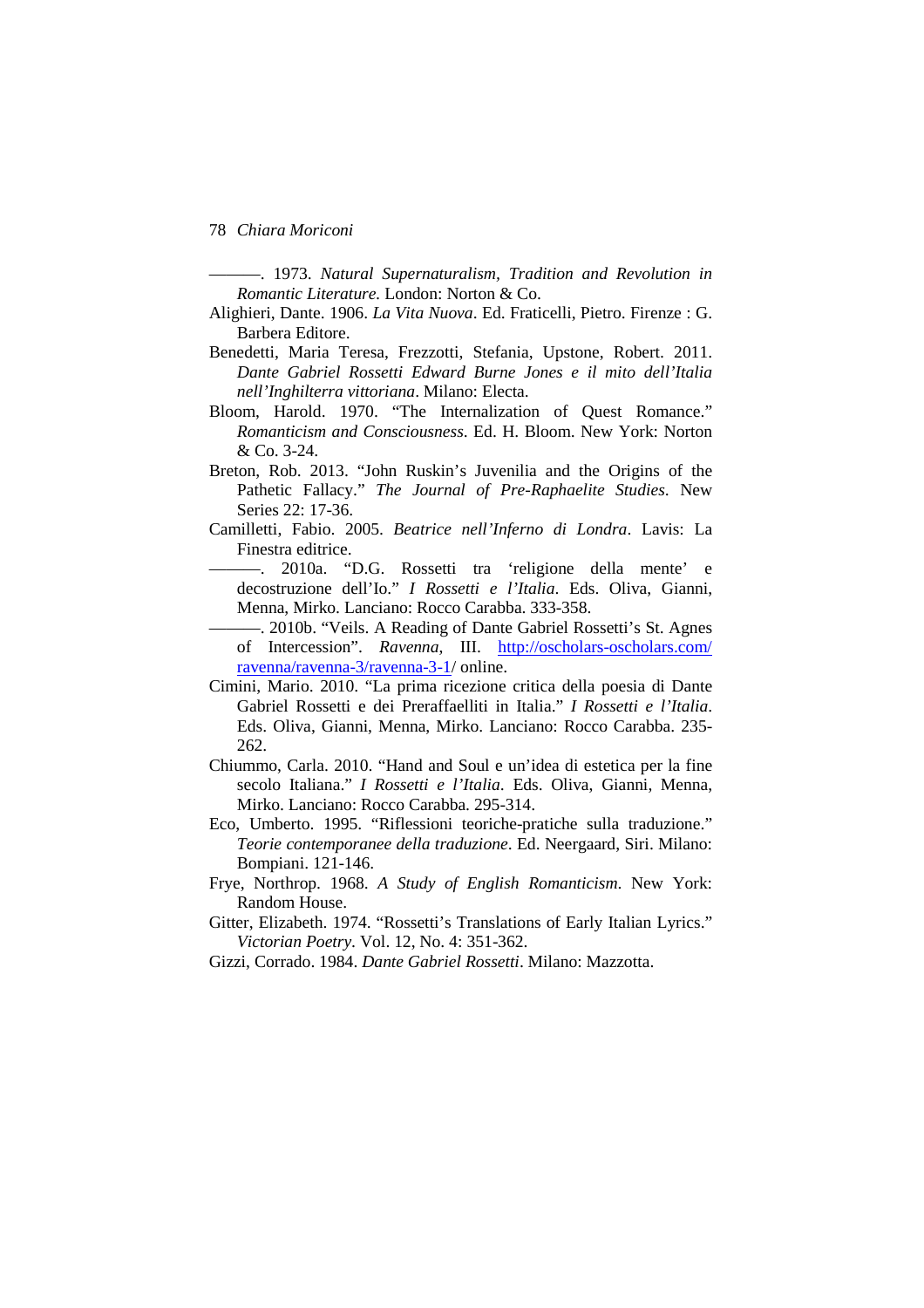———. 1973. *Natural Supernaturalism, Tradition and Revolution in Romantic Literature.* London: Norton & Co.

Alighieri, Dante. 1906. *La Vita Nuova*. Ed. Fraticelli, Pietro. Firenze : G. Barbera Editore.

Benedetti, Maria Teresa, Frezzotti, Stefania, Upstone, Robert. 2011. *Dante Gabriel Rossetti Edward Burne Jones e il mito dell'Italia nell'Inghilterra vittoriana*. Milano: Electa.

Bloom, Harold. 1970. "The Internalization of Quest Romance." *Romanticism and Consciousness*. Ed. H. Bloom. New York: Norton & Co. 3-24.

Breton, Rob. 2013. "John Ruskin's Juvenilia and the Origins of the Pathetic Fallacy." *The Journal of Pre-Raphaelite Studies*. New Series 22: 17-36.

Camilletti, Fabio. 2005. *Beatrice nell'Inferno di Londra*. Lavis: La Finestra editrice.

———. 2010a. "D.G. Rossetti tra 'religione della mente' e decostruzione dell'Io." *I Rossetti e l'Italia*. Eds. Oliva, Gianni, Menna, Mirko. Lanciano: Rocco Carabba. 333-358.

———. 2010b. "Veils. A Reading of Dante Gabriel Rossetti's St. Agnes of Intercession". *Ravenna*, III. [http://oscholars-oscholars.com/ravenna/ravenna-3/ravenna-3-1/](http://oscholars-oscholars.com/ravenna/ravenna-3/ravenna-3-1/) online.

Cimini, Mario. 2010. "La prima ricezione critica della poesia di Dante Gabriel Rossetti e dei Preraffaelliti in Italia." *I Rossetti e l'Italia*. Eds. Oliva, Gianni, Menna, Mirko. Lanciano: Rocco Carabba. 235-262.

Chiummo, Carla. 2010. "Hand and Soul e un'idea di estetica per la fine secolo Italiana." *I Rossetti e l'Italia*. Eds. Oliva, Gianni, Menna, Mirko. Lanciano: Rocco Carabba. 295-314.

Eco, Umberto. 1995. "Riflessioni teoriche-pratiche sulla traduzione." *Teorie contemporanee della traduzione*. Ed. Neergaard, Siri. Milano: Bompiani. 121-146.

Frye, Northrop. 1968. *A Study of English Romanticism*. New York: Random House.

Gitter, Elizabeth. 1974. "Rossetti's Translations of Early Italian Lyrics." *Victorian Poetry*. Vol. 12, No. 4: 351-362.

Gizzi, Corrado. 1984. *Dante Gabriel Rossetti*. Milano: Mazzotta.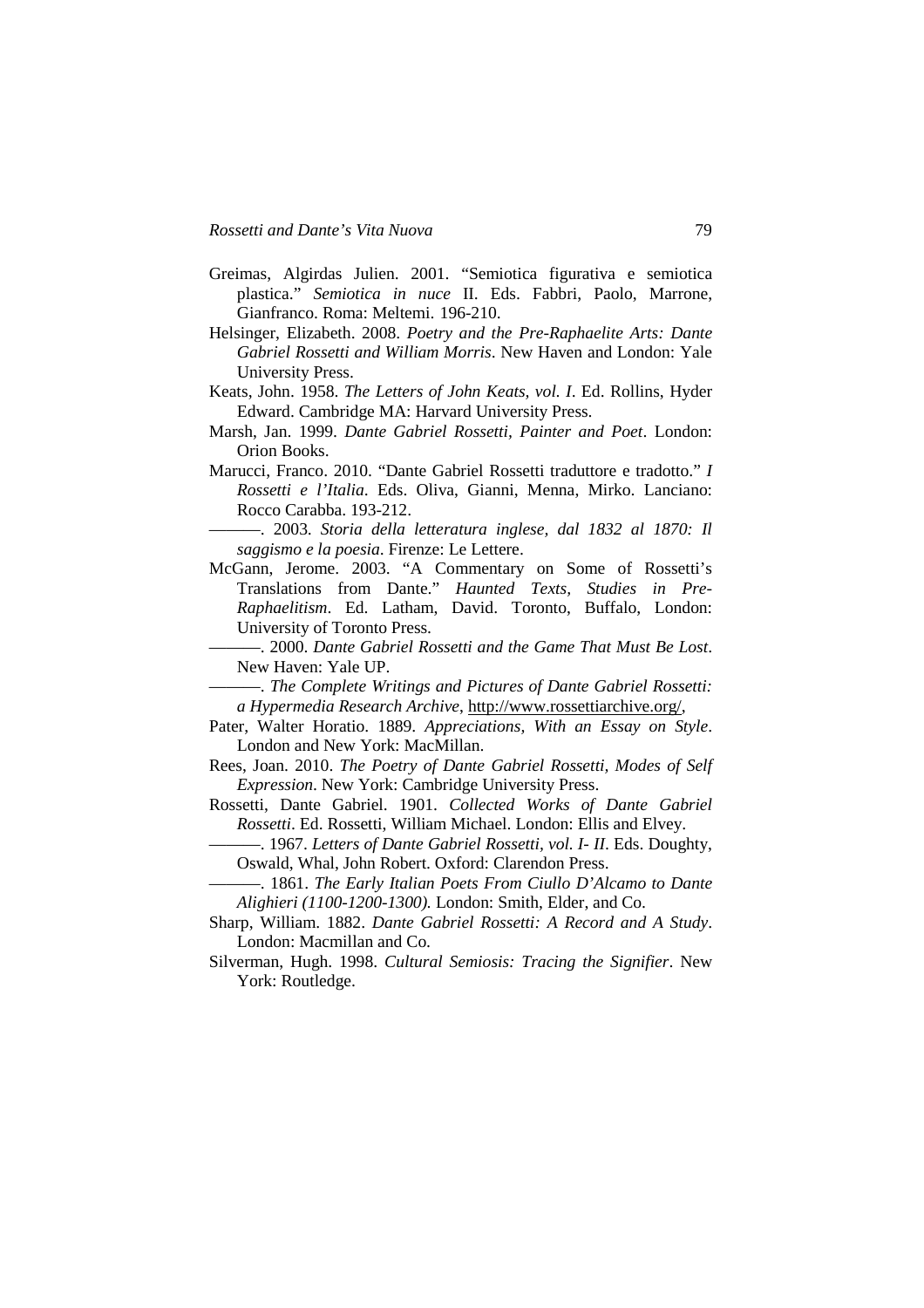Greimas, Algirdas Julien. 2001. "Semiotica figurativa e semiotica plastica." *Semiotica in nuce* II. Eds. Fabbri, Paolo, Marrone, Gianfranco. Roma: Meltemi. 196-210.

Helsinger, Elizabeth. 2008. *Poetry and the Pre-Raphaelite Arts: Dante Gabriel Rossetti and William Morris*. New Haven and London: Yale University Press.

Keats, John. 1958. *The Letters of John Keats, vol. I*. Ed. Rollins, Hyder Edward. Cambridge MA: Harvard University Press.

Marsh, Jan. 1999. *Dante Gabriel Rossetti, Painter and Poet*. London: Orion Books.

Marucci, Franco. 2010. "Dante Gabriel Rossetti traduttore e tradotto." *I Rossetti e l'Italia*. Eds. Oliva, Gianni, Menna, Mirko. Lanciano: Rocco Carabba. 193-212.

———. 2003. *Storia della letteratura inglese, dal 1832 al 1870: Il saggismo e la poesia*. Firenze: Le Lettere.

McGann, Jerome. 2003. "A Commentary on Some of Rossetti's Translations from Dante." *Haunted Texts, Studies in Pre-Raphaelitism*. Ed. Latham, David. Toronto, Buffalo, London: University of Toronto Press.

———. 2000. *Dante Gabriel Rossetti and the Game That Must Be Lost*. New Haven: Yale UP.

———. *The Complete Writings and Pictures of Dante Gabriel Rossetti: a Hypermedia Research Archive*, http://www.rossettiarchive.org/,

Pater, Walter Horatio. 1889. *Appreciations, With an Essay on Style*. London and New York: MacMillan.

Rees, Joan. 2010. *The Poetry of Dante Gabriel Rossetti, Modes of Self Expression*. New York: Cambridge University Press.

Rossetti, Dante Gabriel. 1901. *Collected Works of Dante Gabriel Rossetti*. Ed. Rossetti, William Michael. London: Ellis and Elvey.

———. 1967. *Letters of Dante Gabriel Rossetti, vol. I- II*. Eds. Doughty, Oswald, Whal, John Robert. Oxford: Clarendon Press.

———. 1861. *The Early Italian Poets From Ciullo D'Alcamo to Dante Alighieri (1100-1200-1300).* London: Smith, Elder, and Co.

Sharp, William. 1882. *Dante Gabriel Rossetti: A Record and A Study*. London: Macmillan and Co.

Silverman, Hugh. 1998. *Cultural Semiosis: Tracing the Signifier*. New York: Routledge.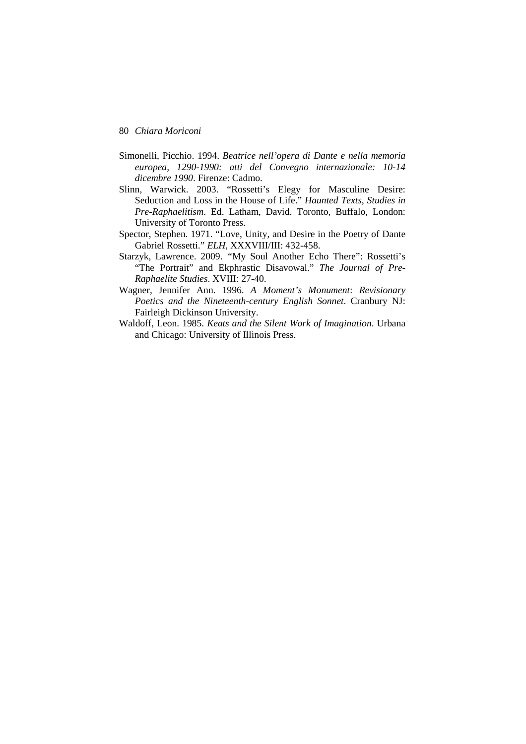Simonelli, Picchio. 1994. *Beatrice nell'opera di Dante e nella memoria europea, 1290-1990: atti del Convegno internazionale: 10-14 dicembre 1990*. Firenze: Cadmo.

Slinn, Warwick. 2003. "Rossetti's Elegy for Masculine Desire: Seduction and Loss in the House of Life." *Haunted Texts, Studies in Pre-Raphaelitism*. Ed. Latham, David. Toronto, Buffalo, London: University of Toronto Press.

Spector, Stephen. 1971. "Love, Unity, and Desire in the Poetry of Dante Gabriel Rossetti." *ELH*, XXXVIII/III: 432-458.

Starzyk, Lawrence. 2009. "My Soul Another Echo There": Rossetti's "The Portrait" and Ekphrastic Disavowal." *The Journal of Pre-Raphaelite Studies*. XVIII: 27-40.

Wagner, Jennifer Ann. 1996. *A Moment's Monument*: *Revisionary Poetics and the Nineteenth-century English Sonnet*. Cranbury NJ: Fairleigh Dickinson University.

Waldoff, Leon. 1985. *Keats and the Silent Work of Imagination*. Urbana and Chicago: University of Illinois Press.